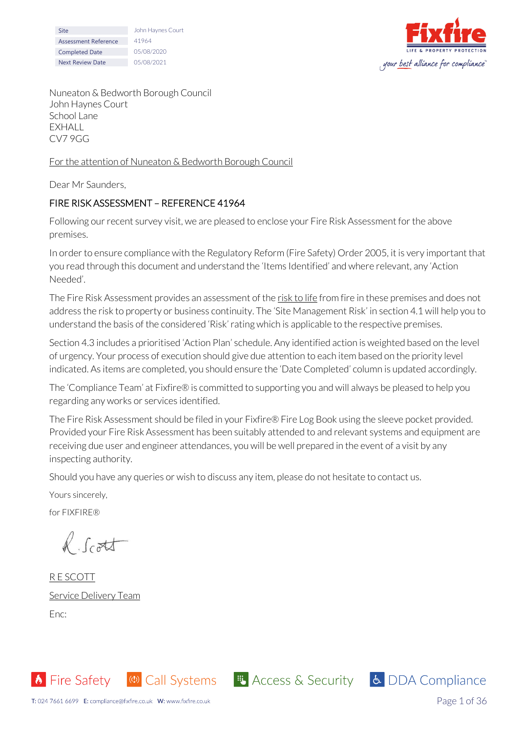| Site | John Haynes Court |
|---|---|
| Assessment Reference | 41964 |
| Completed Date | 05/08/2020 |
| Next Review Date | 05/08/2021 |

Fixfire
LIFE & PROPERTY PROTECTION
your best alliance for compliance

Nuneaton & Bedworth Borough Council
John Haynes Court
School Lane
EXHALL
CV7 9GG

For the attention of Nuneaton & Bedworth Borough Council

Dear Mr Saunders,

## FIRE RISK ASSESSMENT – REFERENCE 41964

Following our recent survey visit, we are pleased to enclose your Fire Risk Assessment for the above premises.

In order to ensure compliance with the Regulatory Reform (Fire Safety) Order 2005, it is very important that you read through this document and understand the 'Items Identified' and where relevant, any 'Action Needed'.

The Fire Risk Assessment provides an assessment of the risk to life from fire in these premises and does not address the risk to property or business continuity. The 'Site Management Risk' in section 4.1 will help you to understand the basis of the considered 'Risk' rating which is applicable to the respective premises.

Section 4.3 includes a prioritised 'Action Plan' schedule. Any identified action is weighted based on the level of urgency. Your process of execution should give due attention to each item based on the priority level indicated. As items are completed, you should ensure the 'Date Completed' column is updated accordingly.

The 'Compliance Team' at Fixfire® is committed to supporting you and will always be pleased to help you regarding any works or services identified.

The Fire Risk Assessment should be filed in your Fixfire® Fire Log Book using the sleeve pocket provided. Provided your Fire Risk Assessment has been suitably attended to and relevant systems and equipment are receiving due user and engineer attendances, you will be well prepared in the event of a visit by any inspecting authority.

Should you have any queries or wish to discuss any item, please do not hesitate to contact us.

Yours sincerely,

for FIXFIRE®

R. Scott

R E SCOTT

Service Delivery Team

Enc:

Fire Safety | Call Systems | Access & Security | DDA Compliance

T: 024 7661 6699 E: compliance@fixfire.co.uk W: www.fixfire.co.uk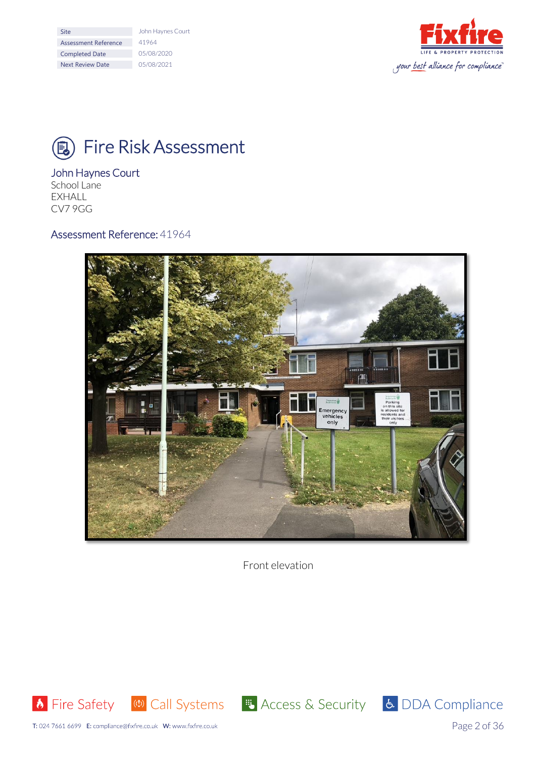| Site | John Haynes Court |
| --- | --- |
| Assessment Reference | 41964 |
| Completed Date | 05/08/2020 |
| Next Review Date | 05/08/2021 |

# Fire Risk Assessment

**John Haynes Court**
School Lane
EXHALL
CV7 9GG

**Assessment Reference:** 41964

Front elevation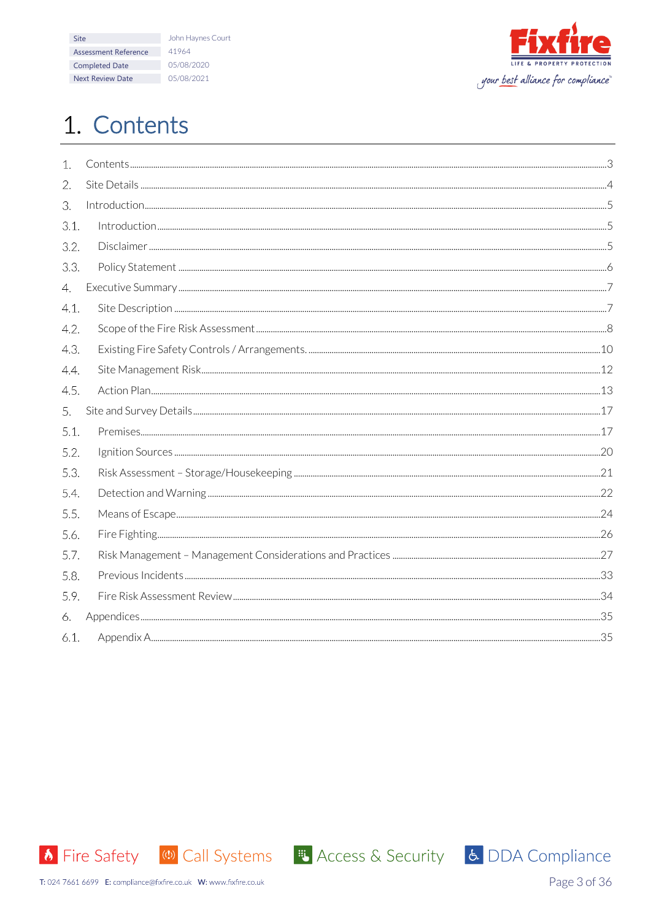| Site | John Haynes Court |
| --- | --- |
| Assessment Reference | 41964 |
| Completed Date | 05/08/2020 |
| Next Review Date | 05/08/2021 |

# 1. Contents

1. Contents ..... 3
2. Site Details ..... 4
3. Introduction ..... 5
   - 3.1. Introduction ..... 5
   - 3.2. Disclaimer ..... 5
   - 3.3. Policy Statement ..... 6
4. Executive Summary ..... 7
   - 4.1. Site Description ..... 7
   - 4.2. Scope of the Fire Risk Assessment ..... 8
   - 4.3. Existing Fire Safety Controls / Arrangements. ..... 10
   - 4.4. Site Management Risk ..... 12
   - 4.5. Action Plan ..... 13
5. Site and Survey Details ..... 17
   - 5.1. Premises ..... 17
   - 5.2. Ignition Sources ..... 20
   - 5.3. Risk Assessment – Storage/Housekeeping ..... 21
   - 5.4. Detection and Warning ..... 22
   - 5.5. Means of Escape ..... 24
   - 5.6. Fire Fighting ..... 26
   - 5.7. Risk Management – Management Considerations and Practices ..... 27
   - 5.8. Previous Incidents ..... 33
   - 5.9. Fire Risk Assessment Review ..... 34
6. Appendices ..... 35
   - 6.1. Appendix A ..... 35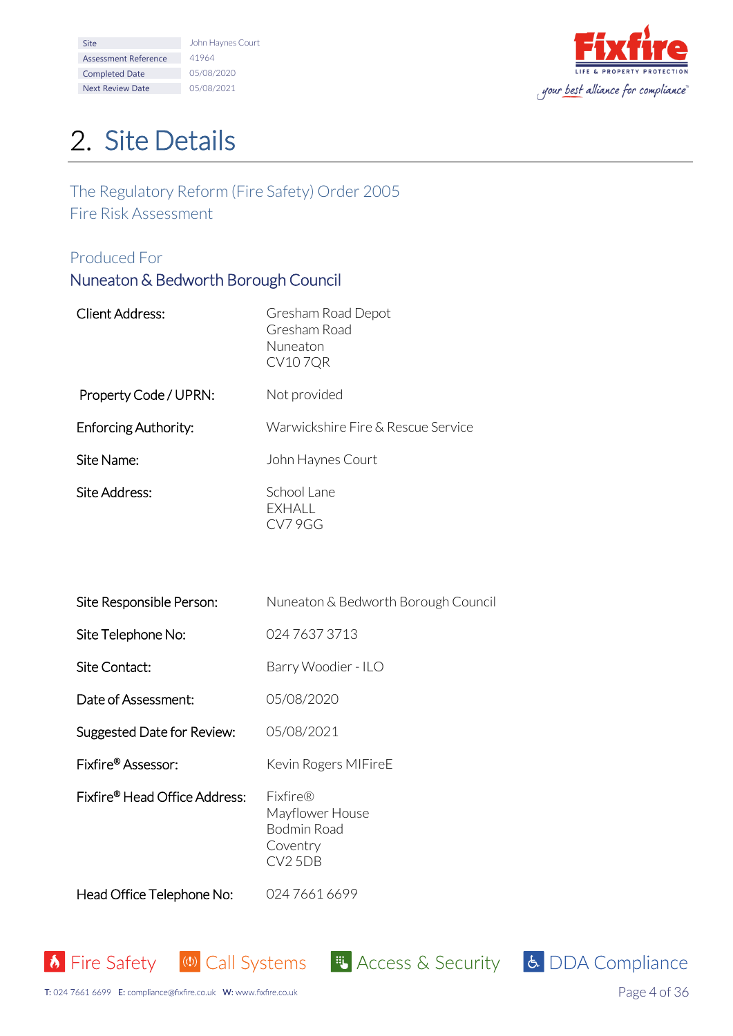# 2. Site Details

The Regulatory Reform (Fire Safety) Order 2005
Fire Risk Assessment

Produced For
Nuneaton & Bedworth Borough Council

| | |
|---|---|
| Client Address: | Gresham Road Depot<br>Gresham Road<br>Nuneaton<br>CV10 7QR |
| Property Code / UPRN: | Not provided |
| Enforcing Authority: | Warwickshire Fire & Rescue Service |
| Site Name: | John Haynes Court |
| Site Address: | School Lane<br>EXHALL<br>CV7 9GG |
| Site Responsible Person: | Nuneaton & Bedworth Borough Council |
| Site Telephone No: | 024 7637 3713 |
| Site Contact: | Barry Woodier - ILO |
| Date of Assessment: | 05/08/2020 |
| Suggested Date for Review: | 05/08/2021 |
| Fixfire® Assessor: | Kevin Rogers MIFireE |
| Fixfire® Head Office Address: | Fixfire®<br>Mayflower House<br>Bodmin Road<br>Coventry<br>CV2 5DB |
| Head Office Telephone No: | 024 7661 6699 |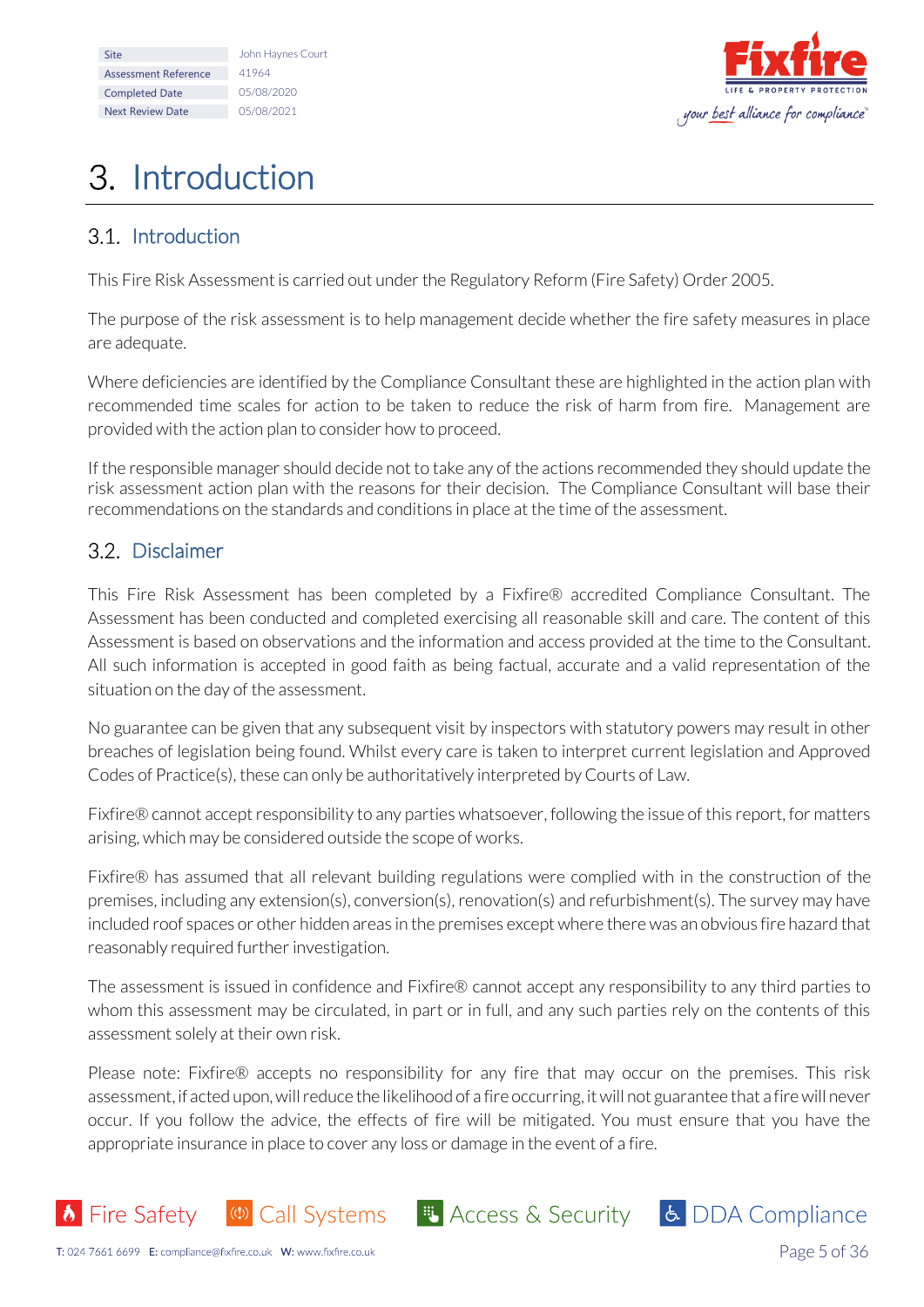# 3. Introduction

## 3.1. Introduction

This Fire Risk Assessment is carried out under the Regulatory Reform (Fire Safety) Order 2005.

The purpose of the risk assessment is to help management decide whether the fire safety measures in place are adequate.

Where deficiencies are identified by the Compliance Consultant these are highlighted in the action plan with recommended time scales for action to be taken to reduce the risk of harm from fire. Management are provided with the action plan to consider how to proceed.

If the responsible manager should decide not to take any of the actions recommended they should update the risk assessment action plan with the reasons for their decision. The Compliance Consultant will base their recommendations on the standards and conditions in place at the time of the assessment.

## 3.2. Disclaimer

This Fire Risk Assessment has been completed by a Fixfire® accredited Compliance Consultant. The Assessment has been conducted and completed exercising all reasonable skill and care. The content of this Assessment is based on observations and the information and access provided at the time to the Consultant. All such information is accepted in good faith as being factual, accurate and a valid representation of the situation on the day of the assessment.

No guarantee can be given that any subsequent visit by inspectors with statutory powers may result in other breaches of legislation being found. Whilst every care is taken to interpret current legislation and Approved Codes of Practice(s), these can only be authoritatively interpreted by Courts of Law.

Fixfire® cannot accept responsibility to any parties whatsoever, following the issue of this report, for matters arising, which may be considered outside the scope of works.

Fixfire® has assumed that all relevant building regulations were complied with in the construction of the premises, including any extension(s), conversion(s), renovation(s) and refurbishment(s). The survey may have included roof spaces or other hidden areas in the premises except where there was an obvious fire hazard that reasonably required further investigation.

The assessment is issued in confidence and Fixfire® cannot accept any responsibility to any third parties to whom this assessment may be circulated, in part or in full, and any such parties rely on the contents of this assessment solely at their own risk.

Please note: Fixfire® accepts no responsibility for any fire that may occur on the premises. This risk assessment, if acted upon, will reduce the likelihood of a fire occurring, it will not guarantee that a fire will never occur. If you follow the advice, the effects of fire will be mitigated. You must ensure that you have the appropriate insurance in place to cover any loss or damage in the event of a fire.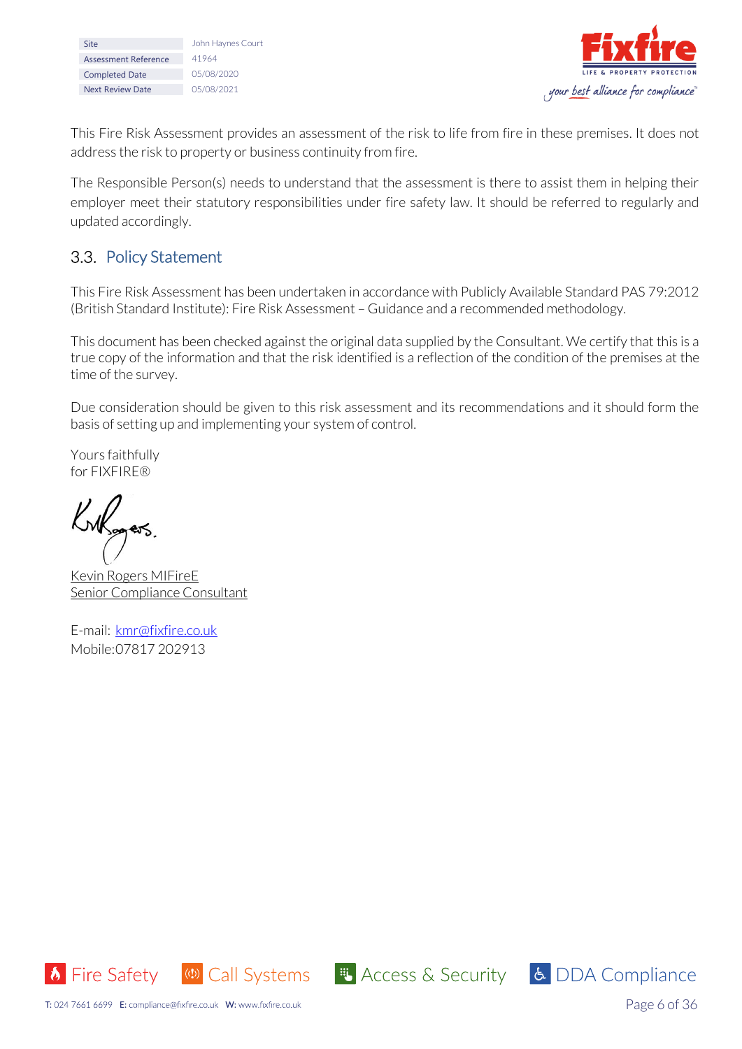| Site | John Haynes Court |
| --- | --- |
| Assessment Reference | 41964 |
| Completed Date | 05/08/2020 |
| Next Review Date | 05/08/2021 |

This Fire Risk Assessment provides an assessment of the risk to life from fire in these premises. It does not address the risk to property or business continuity from fire.

The Responsible Person(s) needs to understand that the assessment is there to assist them in helping their employer meet their statutory responsibilities under fire safety law. It should be referred to regularly and updated accordingly.

## 3.3. Policy Statement

This Fire Risk Assessment has been undertaken in accordance with Publicly Available Standard PAS 79:2012 (British Standard Institute): Fire Risk Assessment – Guidance and a recommended methodology.

This document has been checked against the original data supplied by the Consultant. We certify that this is a true copy of the information and that the risk identified is a reflection of the condition of the premises at the time of the survey.

Due consideration should be given to this risk assessment and its recommendations and it should form the basis of setting up and implementing your system of control.

Yours faithfully
for FIXFIRE®

Kevin Rogers MIFireE
Senior Compliance Consultant

E-mail: kmr@fixfire.co.uk
Mobile:07817 202913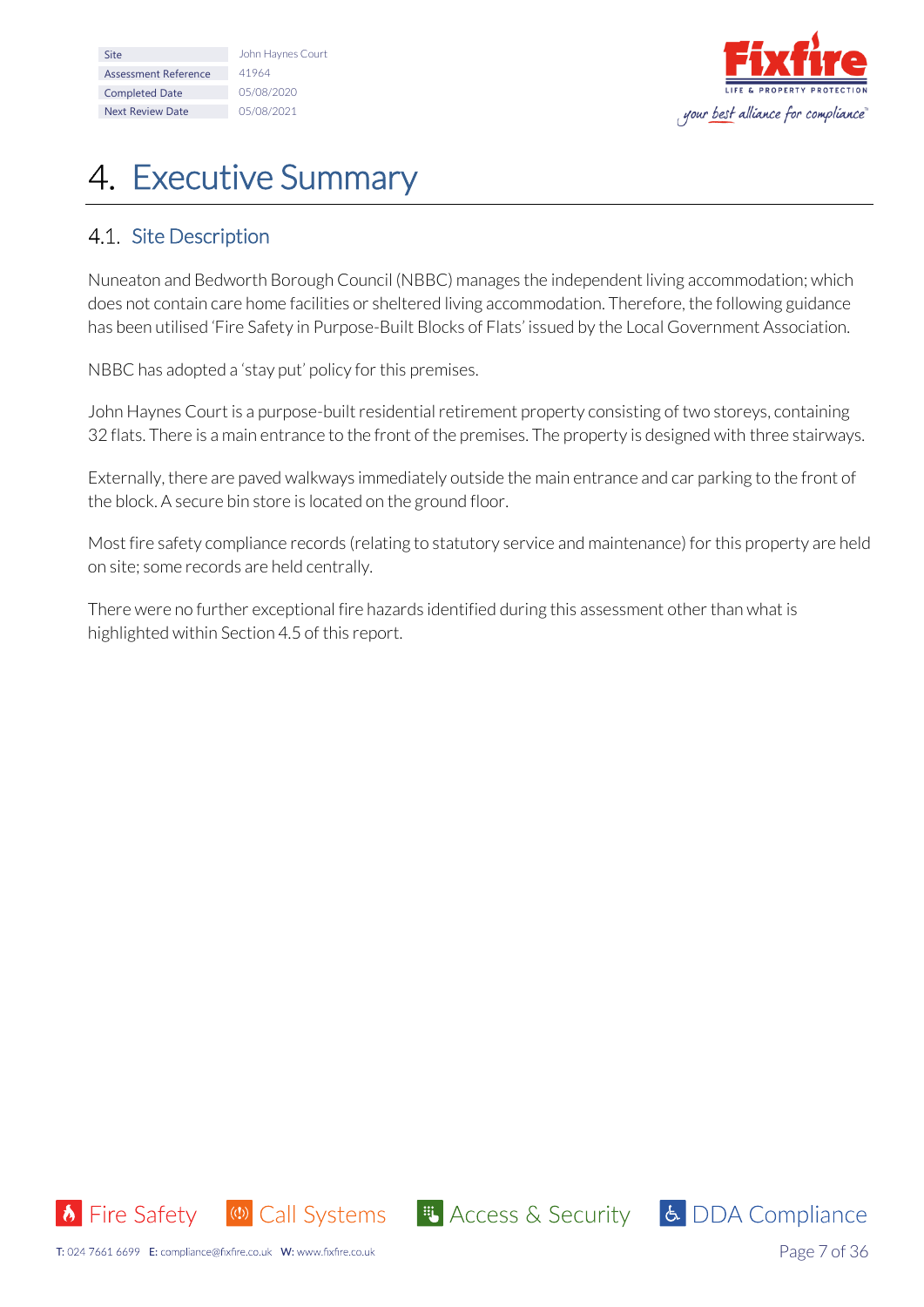# 4. Executive Summary

## 4.1. Site Description

Nuneaton and Bedworth Borough Council (NBBC) manages the independent living accommodation; which does not contain care home facilities or sheltered living accommodation. Therefore, the following guidance has been utilised 'Fire Safety in Purpose-Built Blocks of Flats' issued by the Local Government Association.

NBBC has adopted a 'stay put' policy for this premises.

John Haynes Court is a purpose-built residential retirement property consisting of two storeys, containing 32 flats. There is a main entrance to the front of the premises. The property is designed with three stairways.

Externally, there are paved walkways immediately outside the main entrance and car parking to the front of the block. A secure bin store is located on the ground floor.

Most fire safety compliance records (relating to statutory service and maintenance) for this property are held on site; some records are held centrally.

There were no further exceptional fire hazards identified during this assessment other than what is highlighted within Section 4.5 of this report.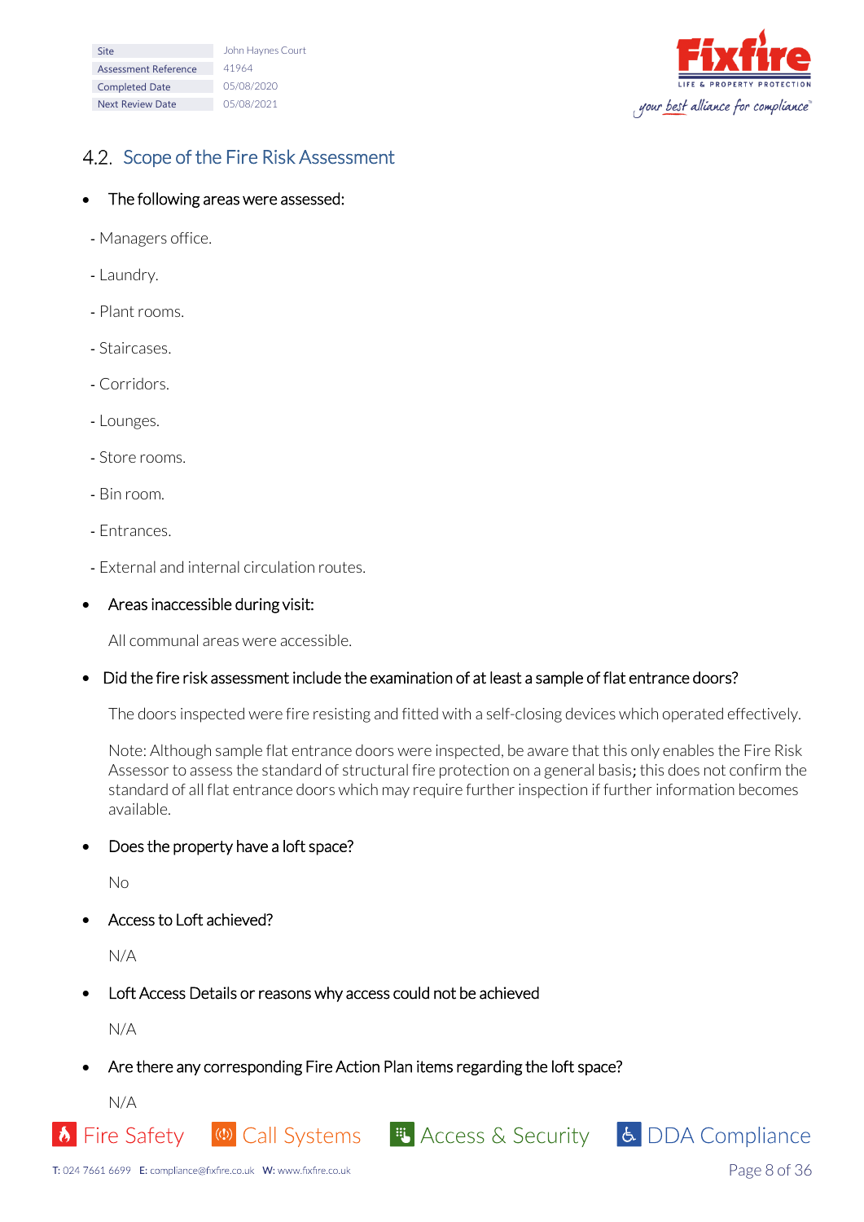| Site | John Haynes Court |
| --- | --- |
| Assessment Reference | 41964 |
| Completed Date | 05/08/2020 |
| Next Review Date | 05/08/2021 |

## 4.2. Scope of the Fire Risk Assessment

- The following areas were assessed:

- Managers office.

- Laundry.

- Plant rooms.

- Staircases.

- Corridors.

- Lounges.

- Store rooms.

- Bin room.

- Entrances.

- External and internal circulation routes.

- Areas inaccessible during visit:

  All communal areas were accessible.

- Did the fire risk assessment include the examination of at least a sample of flat entrance doors?

  The doors inspected were fire resisting and fitted with a self-closing devices which operated effectively.

  Note: Although sample flat entrance doors were inspected, be aware that this only enables the Fire Risk Assessor to assess the standard of structural fire protection on a general basis; this does not confirm the standard of all flat entrance doors which may require further inspection if further information becomes available.

- Does the property have a loft space?

  No

- Access to Loft achieved?

  N/A

- Loft Access Details or reasons why access could not be achieved

  N/A

- Are there any corresponding Fire Action Plan items regarding the loft space?

  N/A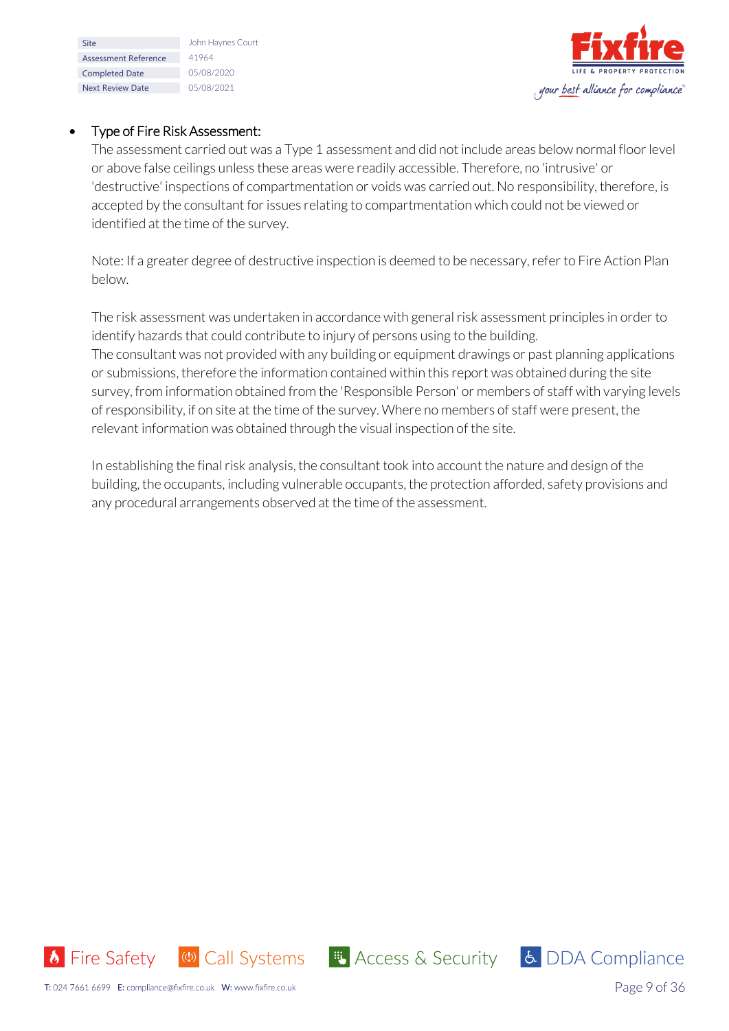- Type of Fire Risk Assessment:

  The assessment carried out was a Type 1 assessment and did not include areas below normal floor level or above false ceilings unless these areas were readily accessible. Therefore, no 'intrusive' or 'destructive' inspections of compartmentation or voids was carried out. No responsibility, therefore, is accepted by the consultant for issues relating to compartmentation which could not be viewed or identified at the time of the survey.

  Note: If a greater degree of destructive inspection is deemed to be necessary, refer to Fire Action Plan below.

  The risk assessment was undertaken in accordance with general risk assessment principles in order to identify hazards that could contribute to injury of persons using to the building.
  The consultant was not provided with any building or equipment drawings or past planning applications or submissions, therefore the information contained within this report was obtained during the site survey, from information obtained from the 'Responsible Person' or members of staff with varying levels of responsibility, if on site at the time of the survey. Where no members of staff were present, the relevant information was obtained through the visual inspection of the site.

  In establishing the final risk analysis, the consultant took into account the nature and design of the building, the occupants, including vulnerable occupants, the protection afforded, safety provisions and any procedural arrangements observed at the time of the assessment.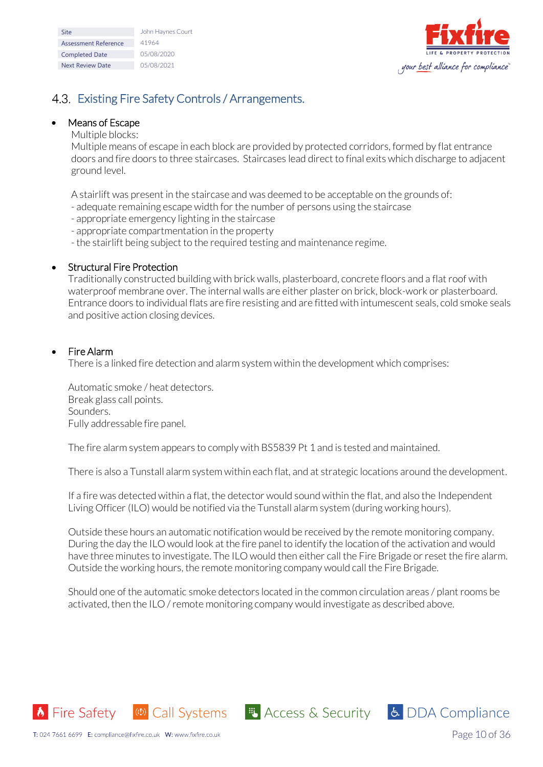## 4.3. Existing Fire Safety Controls / Arrangements.

- Means of Escape

  Multiple blocks:

  Multiple means of escape in each block are provided by protected corridors, formed by flat entrance doors and fire doors to three staircases. Staircases lead direct to final exits which discharge to adjacent ground level.

  A stairlift was present in the staircase and was deemed to be acceptable on the grounds of:

  - adequate remaining escape width for the number of persons using the staircase
  - appropriate emergency lighting in the staircase
  - appropriate compartmentation in the property
  - the stairlift being subject to the required testing and maintenance regime.

- Structural Fire Protection

  Traditionally constructed building with brick walls, plasterboard, concrete floors and a flat roof with waterproof membrane over. The internal walls are either plaster on brick, block-work or plasterboard. Entrance doors to individual flats are fire resisting and are fitted with intumescent seals, cold smoke seals and positive action closing devices.

- Fire Alarm

  There is a linked fire detection and alarm system within the development which comprises:

  Automatic smoke / heat detectors.
  Break glass call points.
  Sounders.
  Fully addressable fire panel.

  The fire alarm system appears to comply with BS5839 Pt 1 and is tested and maintained.

  There is also a Tunstall alarm system within each flat, and at strategic locations around the development.

  If a fire was detected within a flat, the detector would sound within the flat, and also the Independent Living Officer (ILO) would be notified via the Tunstall alarm system (during working hours).

  Outside these hours an automatic notification would be received by the remote monitoring company. During the day the ILO would look at the fire panel to identify the location of the activation and would have three minutes to investigate. The ILO would then either call the Fire Brigade or reset the fire alarm. Outside the working hours, the remote monitoring company would call the Fire Brigade.

  Should one of the automatic smoke detectors located in the common circulation areas / plant rooms be activated, then the ILO / remote monitoring company would investigate as described above.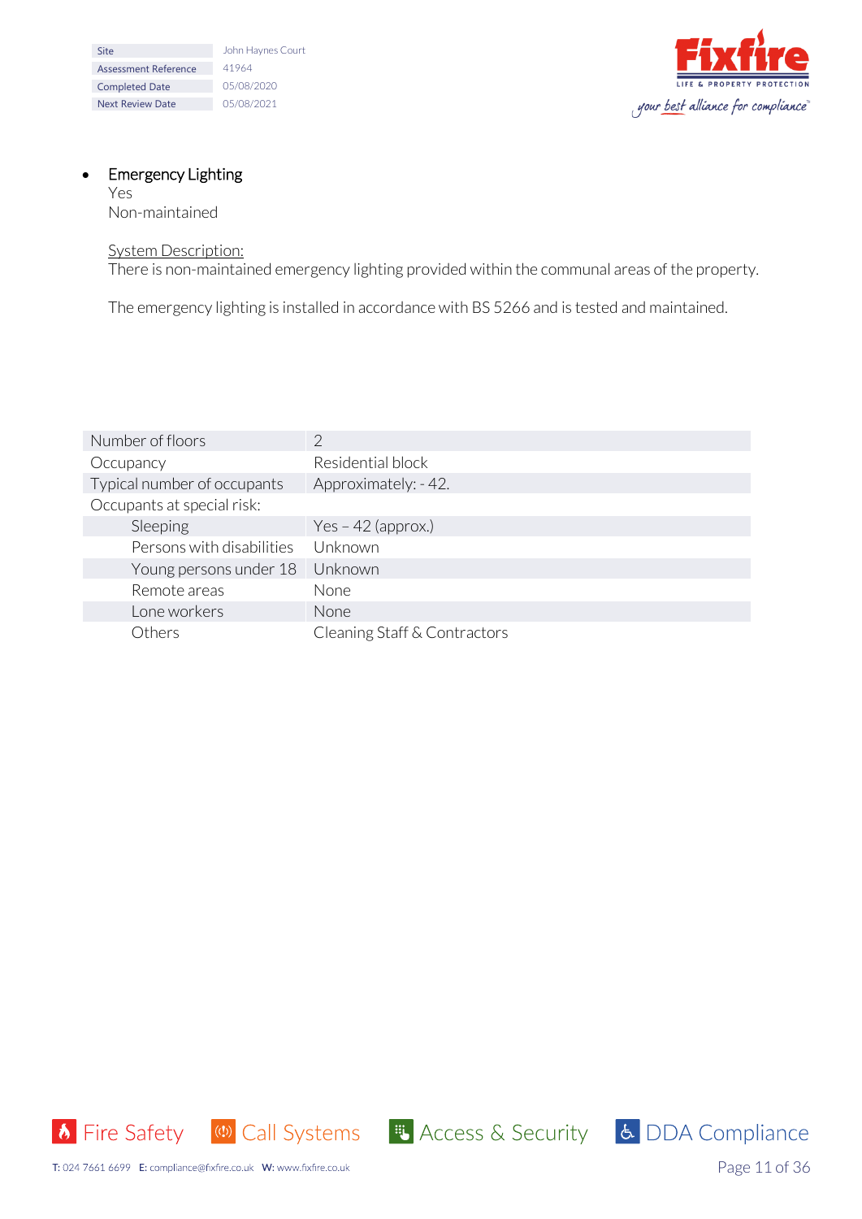- Emergency Lighting
  Yes
  Non-maintained

  System Description:
  There is non-maintained emergency lighting provided within the communal areas of the property.

  The emergency lighting is installed in accordance with BS 5266 and is tested and maintained.

| Number of floors | 2 |
|---|---|
| Occupancy | Residential block |
| Typical number of occupants | Approximately: - 42. |
| Occupants at special risk: | |
| Sleeping | Yes – 42 (approx.) |
| Persons with disabilities | Unknown |
| Young persons under 18 | Unknown |
| Remote areas | None |
| Lone workers | None |
| Others | Cleaning Staff & Contractors |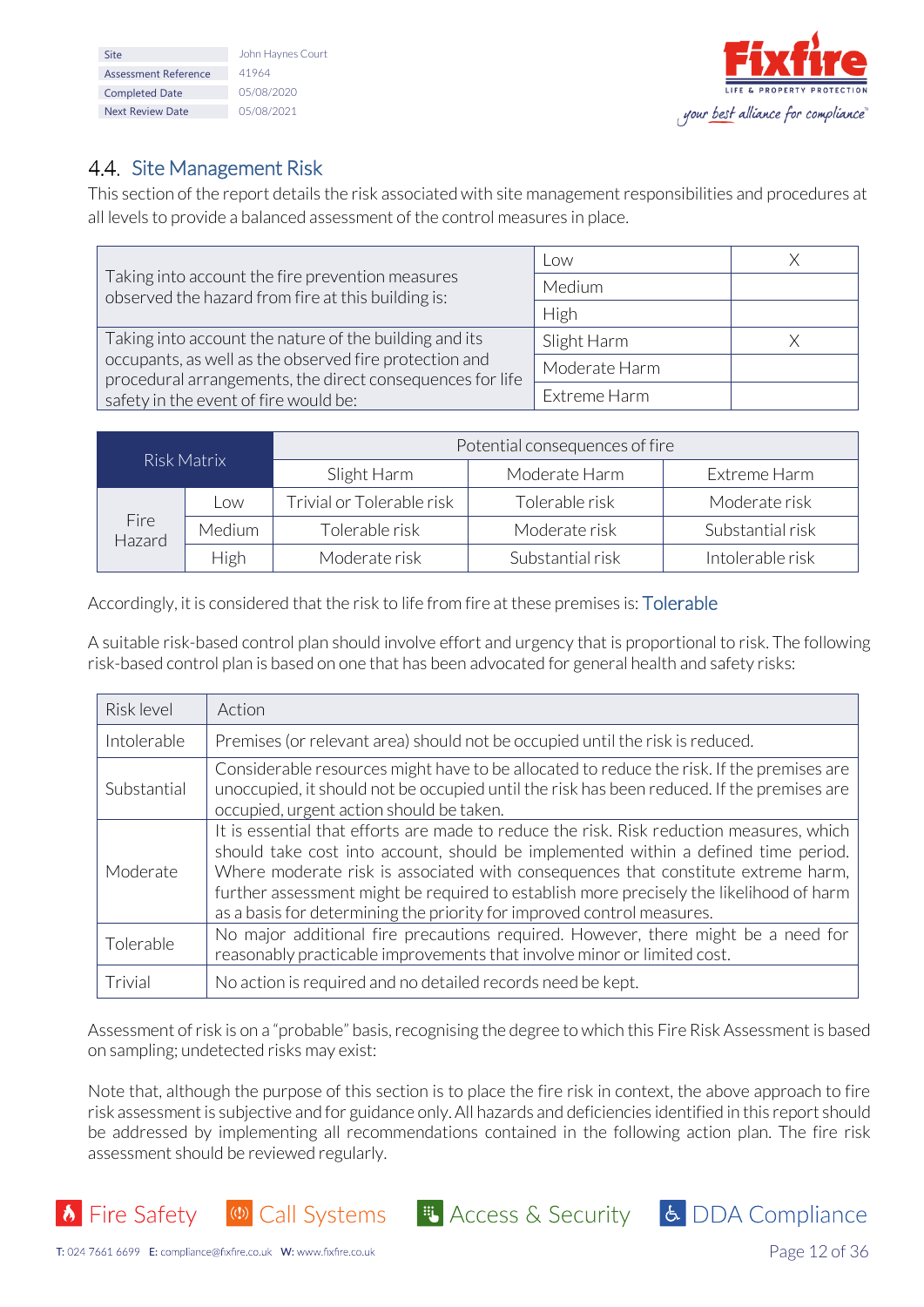| Site | John Haynes Court |
|---|---|
| Assessment Reference | 41964 |
| Completed Date | 05/08/2020 |
| Next Review Date | 05/08/2021 |

## 4.4. Site Management Risk

This section of the report details the risk associated with site management responsibilities and procedures at all levels to provide a balanced assessment of the control measures in place.

| | | |
|---|---|---|
| Taking into account the fire prevention measures observed the hazard from fire at this building is: | Low | X |
| | Medium | |
| | High | |
| Taking into account the nature of the building and its occupants, as well as the observed fire protection and procedural arrangements, the direct consequences for life safety in the event of fire would be: | Slight Harm | X |
| | Moderate Harm | |
| | Extreme Harm | |

| Risk Matrix | | Potential consequences of fire | | |
|---|---|---|---|---|
| | | Slight Harm | Moderate Harm | Extreme Harm |
| Fire Hazard | Low | Trivial or Tolerable risk | Tolerable risk | Moderate risk |
| | Medium | Tolerable risk | Moderate risk | Substantial risk |
| | High | Moderate risk | Substantial risk | Intolerable risk |

Accordingly, it is considered that the risk to life from fire at these premises is: Tolerable

A suitable risk-based control plan should involve effort and urgency that is proportional to risk. The following risk-based control plan is based on one that has been advocated for general health and safety risks:

| Risk level | Action |
|---|---|
| Intolerable | Premises (or relevant area) should not be occupied until the risk is reduced. |
| Substantial | Considerable resources might have to be allocated to reduce the risk. If the premises are unoccupied, it should not be occupied until the risk has been reduced. If the premises are occupied, urgent action should be taken. |
| Moderate | It is essential that efforts are made to reduce the risk. Risk reduction measures, which should take cost into account, should be implemented within a defined time period. Where moderate risk is associated with consequences that constitute extreme harm, further assessment might be required to establish more precisely the likelihood of harm as a basis for determining the priority for improved control measures. |
| Tolerable | No major additional fire precautions required. However, there might be a need for reasonably practicable improvements that involve minor or limited cost. |
| Trivial | No action is required and no detailed records need be kept. |

Assessment of risk is on a "probable" basis, recognising the degree to which this Fire Risk Assessment is based on sampling; undetected risks may exist:

Note that, although the purpose of this section is to place the fire risk in context, the above approach to fire risk assessment is subjective and for guidance only. All hazards and deficiencies identified in this report should be addressed by implementing all recommendations contained in the following action plan. The fire risk assessment should be reviewed regularly.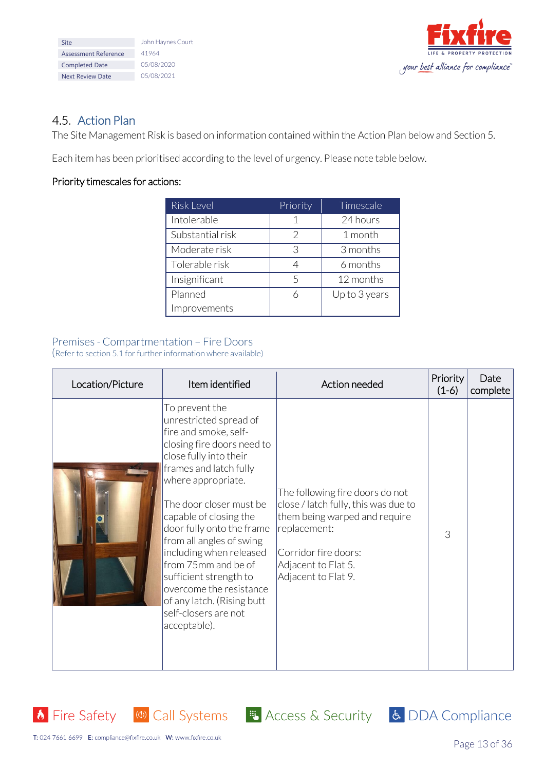| | |
|---|---|
| Site | John Haynes Court |
| Assessment Reference | 41964 |
| Completed Date | 05/08/2020 |
| Next Review Date | 05/08/2021 |

## 4.5. Action Plan

The Site Management Risk is based on information contained within the Action Plan below and Section 5.

Each item has been prioritised according to the level of urgency. Please note table below.

Priority timescales for actions:

| Risk Level | Priority | Timescale |
|---|---|---|
| Intolerable | 1 | 24 hours |
| Substantial risk | 2 | 1 month |
| Moderate risk | 3 | 3 months |
| Tolerable risk | 4 | 6 months |
| Insignificant | 5 | 12 months |
| Planned Improvements | 6 | Up to 3 years |

### Premises - Compartmentation – Fire Doors

(Refer to section 5.1 for further information where available)

| Location/Picture | Item identified | Action needed | Priority (1-6) | Date complete |
|---|---|---|---|---|
| | To prevent the unrestricted spread of fire and smoke, self-closing fire doors need to close fully into their frames and latch fully where appropriate.<br><br>The door closer must be capable of closing the door fully onto the frame from all angles of swing including when released from 75mm and be of sufficient strength to overcome the resistance of any latch. (Rising butt self-closers are not acceptable). | The following fire doors do not close / latch fully, this was due to them being warped and require replacement:<br><br>Corridor fire doors:<br>Adjacent to Flat 5.<br>Adjacent to Flat 9. | 3 | |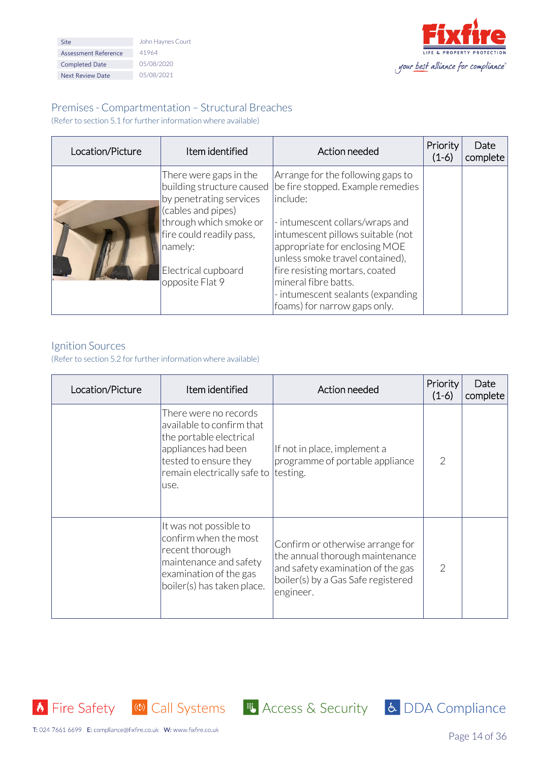| Site | John Haynes Court |
|---|---|
| Assessment Reference | 41964 |
| Completed Date | 05/08/2020 |
| Next Review Date | 05/08/2021 |

## Premises - Compartmentation – Structural Breaches

(Refer to section 5.1 for further information where available)

| Location/Picture | Item identified | Action needed | Priority (1-6) | Date complete |
|---|---|---|---|---|
| | There were gaps in the building structure caused by penetrating services (cables and pipes) through which smoke or fire could readily pass, namely:<br><br>Electrical cupboard opposite Flat 9 | Arrange for the following gaps to be fire stopped. Example remedies include:<br><br>- intumescent collars/wraps and intumescent pillows suitable (not appropriate for enclosing MOE unless smoke travel contained), fire resisting mortars, coated mineral fibre batts.<br>- intumescent sealants (expanding foams) for narrow gaps only. | | |

## Ignition Sources

(Refer to section 5.2 for further information where available)

| Location/Picture | Item identified | Action needed | Priority (1-6) | Date complete |
|---|---|---|---|---|
| | There were no records available to confirm that the portable electrical appliances had been tested to ensure they remain electrically safe to use. | If not in place, implement a programme of portable appliance testing. | 2 | |
| | It was not possible to confirm when the most recent thorough maintenance and safety examination of the gas boiler(s) has taken place. | Confirm or otherwise arrange for the annual thorough maintenance and safety examination of the gas boiler(s) by a Gas Safe registered engineer. | 2 | |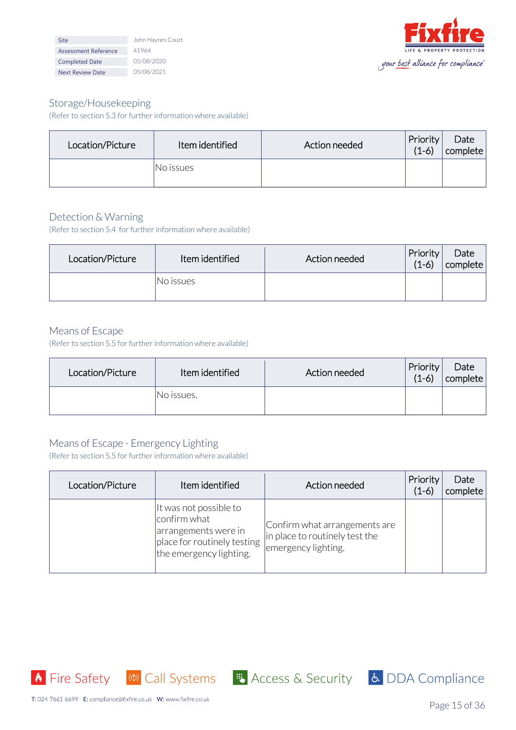| Site | John Haynes Court |
|---|---|
| Assessment Reference | 41964 |
| Completed Date | 05/08/2020 |
| Next Review Date | 05/08/2021 |

## Storage/Housekeeping

(Refer to section 5.3 for further information where available)

| Location/Picture | Item identified | Action needed | Priority (1-6) | Date complete |
|---|---|---|---|---|
| | No issues | | | |

## Detection & Warning

(Refer to section 5.4 for further information where available)

| Location/Picture | Item identified | Action needed | Priority (1-6) | Date complete |
|---|---|---|---|---|
| | No issues | | | |

## Means of Escape

(Refer to section 5.5 for further information where available)

| Location/Picture | Item identified | Action needed | Priority (1-6) | Date complete |
|---|---|---|---|---|
| | No issues. | | | |

## Means of Escape - Emergency Lighting

(Refer to section 5.5 for further information where available)

| Location/Picture | Item identified | Action needed | Priority (1-6) | Date complete |
|---|---|---|---|---|
| | It was not possible to confirm what arrangements were in place for routinely testing the emergency lighting. | Confirm what arrangements are in place to routinely test the emergency lighting. | | |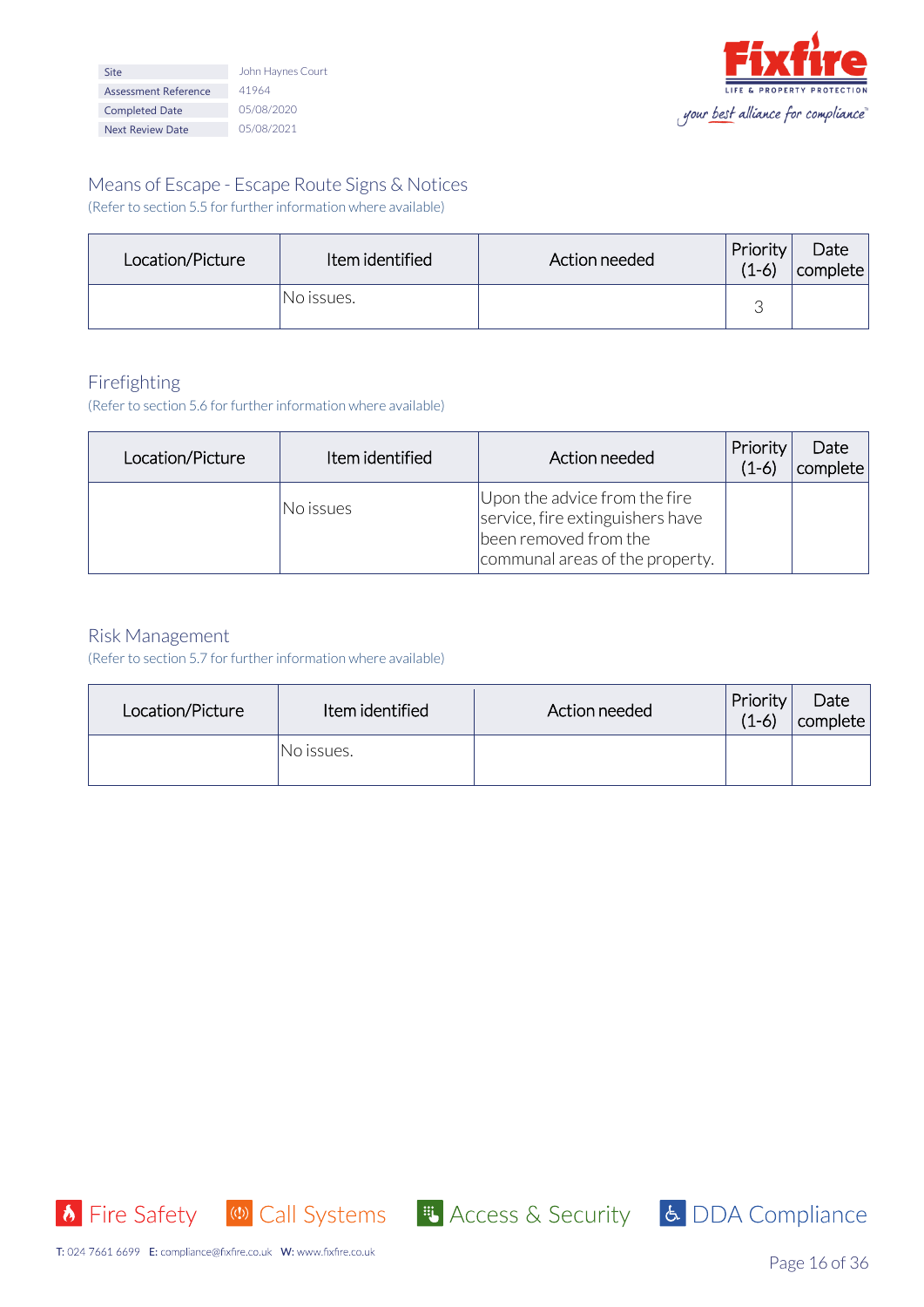| Site | John Haynes Court |
| --- | --- |
| Assessment Reference | 41964 |
| Completed Date | 05/08/2020 |
| Next Review Date | 05/08/2021 |

## Means of Escape - Escape Route Signs & Notices

(Refer to section 5.5 for further information where available)

| Location/Picture | Item identified | Action needed | Priority (1-6) | Date complete |
| --- | --- | --- | --- | --- |
| | No issues. | | 3 | |

## Firefighting

(Refer to section 5.6 for further information where available)

| Location/Picture | Item identified | Action needed | Priority (1-6) | Date complete |
| --- | --- | --- | --- | --- |
| | No issues | Upon the advice from the fire service, fire extinguishers have been removed from the communal areas of the property. | | |

## Risk Management

(Refer to section 5.7 for further information where available)

| Location/Picture | Item identified | Action needed | Priority (1-6) | Date complete |
| --- | --- | --- | --- | --- |
| | No issues. | | | |

Fire Safety | Call Systems | Access & Security | DDA Compliance

T: 024 7661 6699 E: compliance@fixfire.co.uk W: www.fixfire.co.uk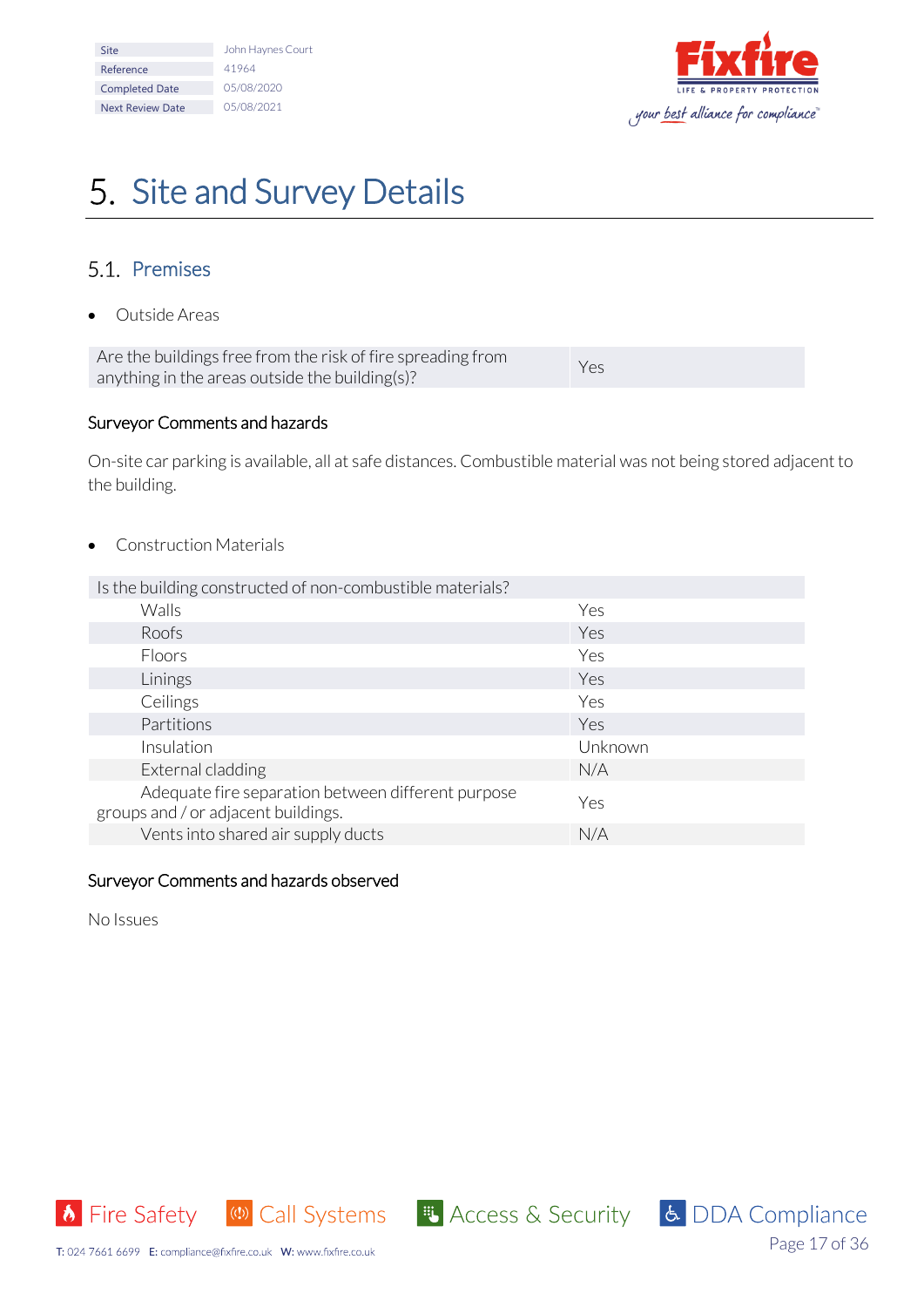# 5. Site and Survey Details

## 5.1. Premises

- Outside Areas

| | |
|---|---|
| Are the buildings free from the risk of fire spreading from anything in the areas outside the building(s)? | Yes |

### Surveyor Comments and hazards

On-site car parking is available, all at safe distances. Combustible material was not being stored adjacent to the building.

- Construction Materials

| Is the building constructed of non-combustible materials? | |
|---|---|
| Walls | Yes |
| Roofs | Yes |
| Floors | Yes |
| Linings | Yes |
| Ceilings | Yes |
| Partitions | Yes |
| Insulation | Unknown |
| External cladding | N/A |
| Adequate fire separation between different purpose groups and / or adjacent buildings. | Yes |
| Vents into shared air supply ducts | N/A |

### Surveyor Comments and hazards observed

No Issues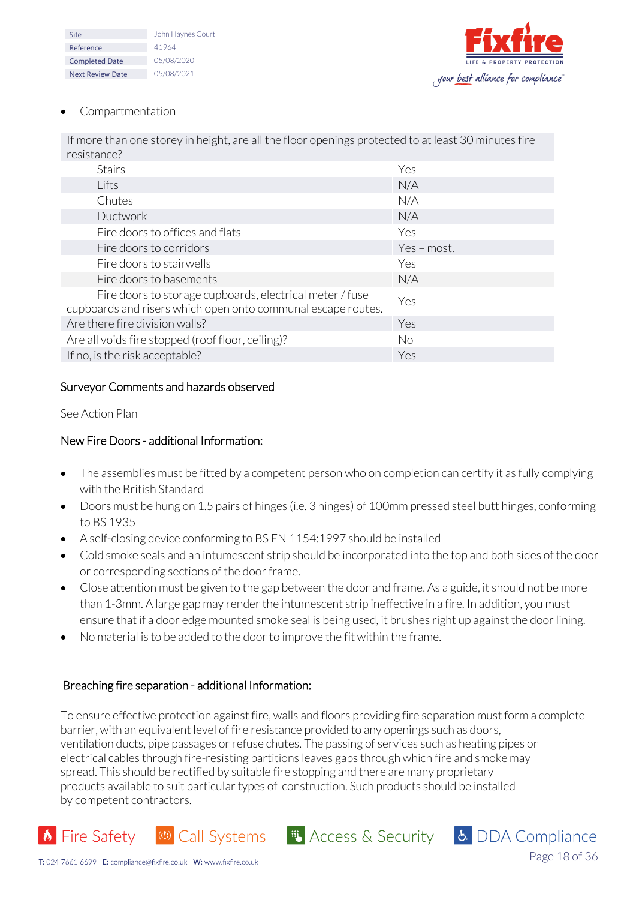- Compartmentation

| If more than one storey in height, are all the floor openings protected to at least 30 minutes fire resistance? | |
|---|---|
| Stairs | Yes |
| Lifts | N/A |
| Chutes | N/A |
| Ductwork | N/A |
| Fire doors to offices and flats | Yes |
| Fire doors to corridors | Yes – most. |
| Fire doors to stairwells | Yes |
| Fire doors to basements | N/A |
| Fire doors to storage cupboards, electrical meter / fuse cupboards and risers which open onto communal escape routes. | Yes |
| Are there fire division walls? | Yes |
| Are all voids fire stopped (roof floor, ceiling)? | No |
| If no, is the risk acceptable? | Yes |

### Surveyor Comments and hazards observed

See Action Plan

### New Fire Doors - additional Information:

- The assemblies must be fitted by a competent person who on completion can certify it as fully complying with the British Standard
- Doors must be hung on 1.5 pairs of hinges (i.e. 3 hinges) of 100mm pressed steel butt hinges, conforming to BS 1935
- A self-closing device conforming to BS EN 1154:1997 should be installed
- Cold smoke seals and an intumescent strip should be incorporated into the top and both sides of the door or corresponding sections of the door frame.
- Close attention must be given to the gap between the door and frame. As a guide, it should not be more than 1-3mm. A large gap may render the intumescent strip ineffective in a fire. In addition, you must ensure that if a door edge mounted smoke seal is being used, it brushes right up against the door lining.
- No material is to be added to the door to improve the fit within the frame.

### Breaching fire separation - additional Information:

To ensure effective protection against fire, walls and floors providing fire separation must form a complete barrier, with an equivalent level of fire resistance provided to any openings such as doors, ventilation ducts, pipe passages or refuse chutes. The passing of services such as heating pipes or electrical cables through fire-resisting partitions leaves gaps through which fire and smoke may spread. This should be rectified by suitable fire stopping and there are many proprietary products available to suit particular types of construction. Such products should be installed by competent contractors.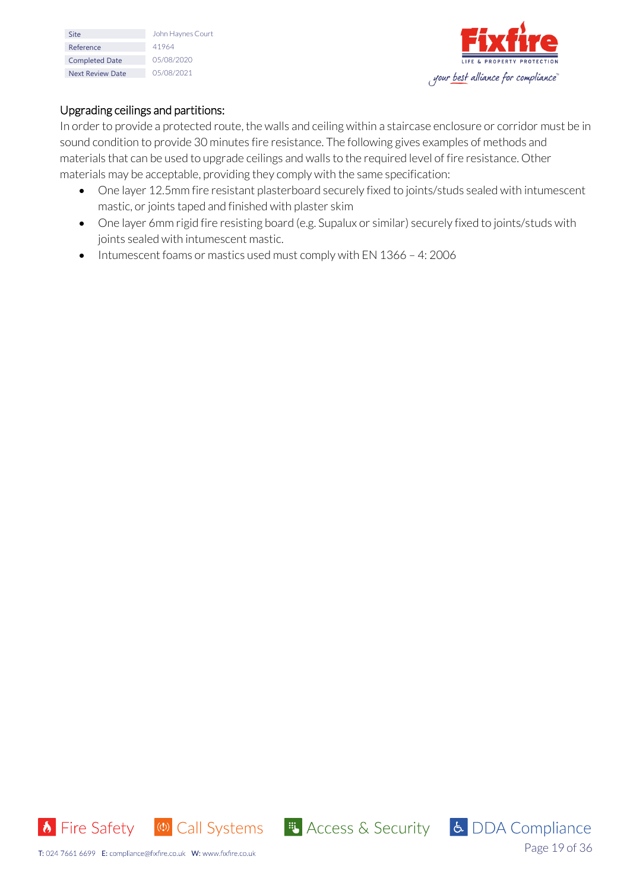## Upgrading ceilings and partitions:

In order to provide a protected route, the walls and ceiling within a staircase enclosure or corridor must be in sound condition to provide 30 minutes fire resistance. The following gives examples of methods and materials that can be used to upgrade ceilings and walls to the required level of fire resistance. Other materials may be acceptable, providing they comply with the same specification:

- One layer 12.5mm fire resistant plasterboard securely fixed to joints/studs sealed with intumescent mastic, or joints taped and finished with plaster skim
- One layer 6mm rigid fire resisting board (e.g. Supalux or similar) securely fixed to joints/studs with joints sealed with intumescent mastic.
- Intumescent foams or mastics used must comply with EN 1366 – 4: 2006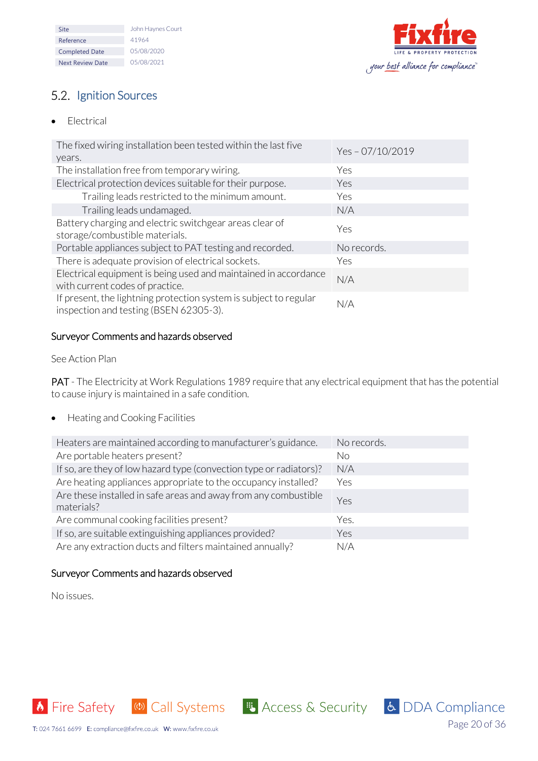| Site | John Haynes Court |
|---|---|
| Reference | 41964 |
| Completed Date | 05/08/2020 |
| Next Review Date | 05/08/2021 |

## 5.2. Ignition Sources

- Electrical

| | |
|---|---|
| The fixed wiring installation been tested within the last five years. | Yes – 07/10/2019 |
| The installation free from temporary wiring. | Yes |
| Electrical protection devices suitable for their purpose. | Yes |
| Trailing leads restricted to the minimum amount. | Yes |
| Trailing leads undamaged. | N/A |
| Battery charging and electric switchgear areas clear of storage/combustible materials. | Yes |
| Portable appliances subject to PAT testing and recorded. | No records. |
| There is adequate provision of electrical sockets. | Yes |
| Electrical equipment is being used and maintained in accordance with current codes of practice. | N/A |
| If present, the lightning protection system is subject to regular inspection and testing (BSEN 62305-3). | N/A |

### Surveyor Comments and hazards observed

See Action Plan

PAT - The Electricity at Work Regulations 1989 require that any electrical equipment that has the potential to cause injury is maintained in a safe condition.

- Heating and Cooking Facilities

| | |
|---|---|
| Heaters are maintained according to manufacturer's guidance. | No records. |
| Are portable heaters present? | No |
| If so, are they of low hazard type (convection type or radiators)? | N/A |
| Are heating appliances appropriate to the occupancy installed? | Yes |
| Are these installed in safe areas and away from any combustible materials? | Yes |
| Are communal cooking facilities present? | Yes. |
| If so, are suitable extinguishing appliances provided? | Yes |
| Are any extraction ducts and filters maintained annually? | N/A |

### Surveyor Comments and hazards observed

No issues.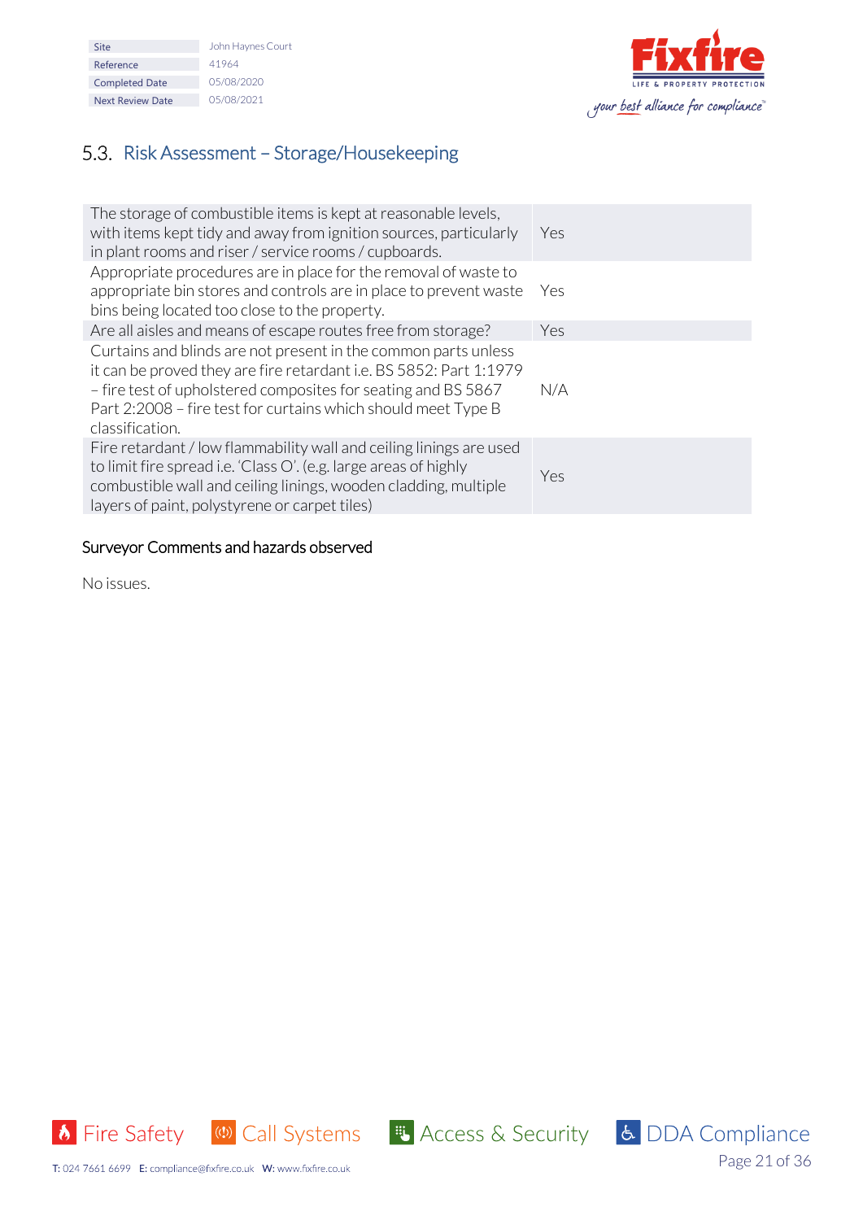## 5.3. Risk Assessment – Storage/Housekeeping

| | |
|---|---|
| The storage of combustible items is kept at reasonable levels, with items kept tidy and away from ignition sources, particularly in plant rooms and riser / service rooms / cupboards. | Yes |
| Appropriate procedures are in place for the removal of waste to appropriate bin stores and controls are in place to prevent waste bins being located too close to the property. | Yes |
| Are all aisles and means of escape routes free from storage? | Yes |
| Curtains and blinds are not present in the common parts unless it can be proved they are fire retardant i.e. BS 5852: Part 1:1979 – fire test of upholstered composites for seating and BS 5867 Part 2:2008 – fire test for curtains which should meet Type B classification. | N/A |
| Fire retardant / low flammability wall and ceiling linings are used to limit fire spread i.e. 'Class O'. (e.g. large areas of highly combustible wall and ceiling linings, wooden cladding, multiple layers of paint, polystyrene or carpet tiles) | Yes |

### Surveyor Comments and hazards observed

No issues.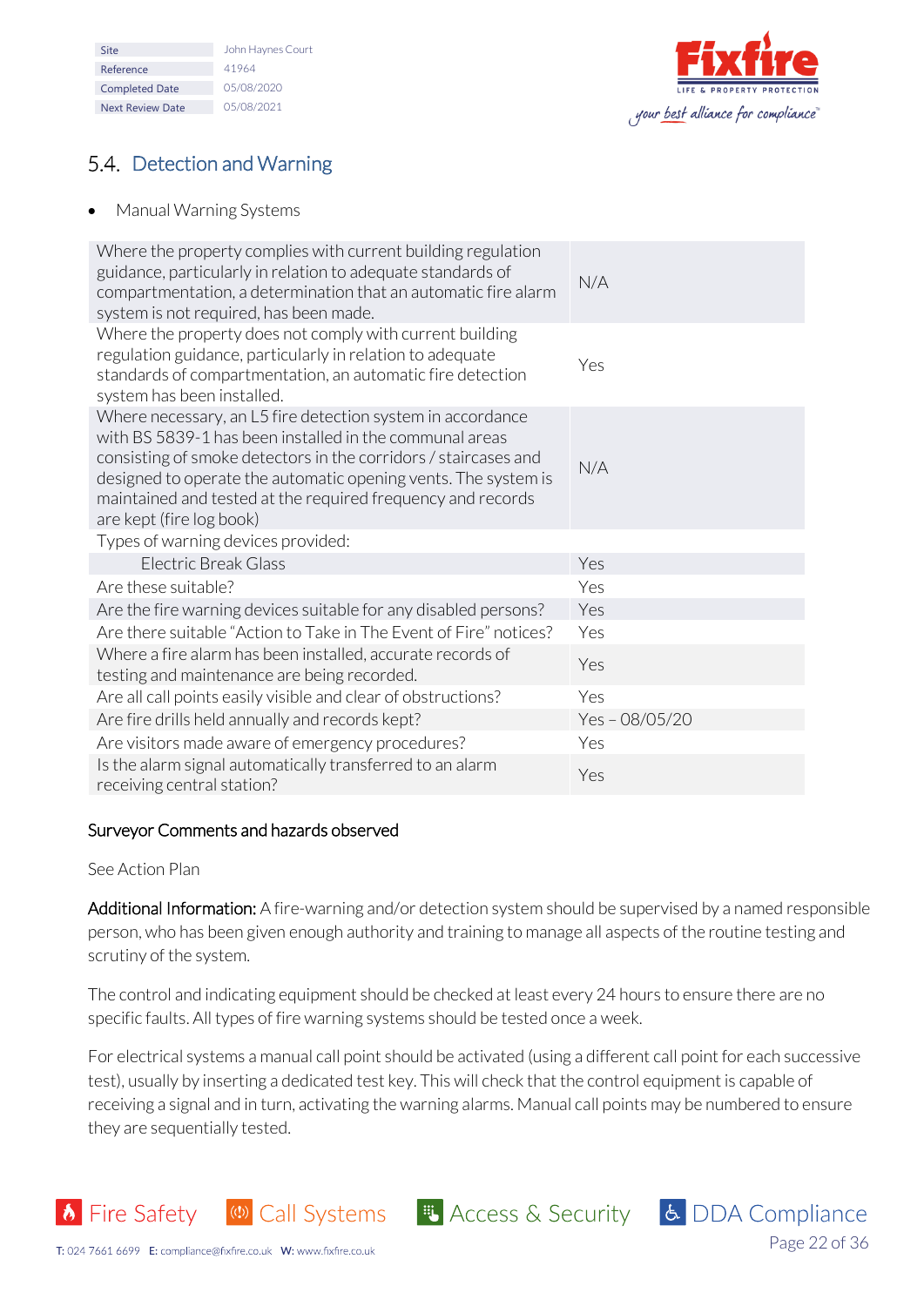## 5.4. Detection and Warning

- Manual Warning Systems

| | |
|---|---|
| Where the property complies with current building regulation guidance, particularly in relation to adequate standards of compartmentation, a determination that an automatic fire alarm system is not required, has been made. | N/A |
| Where the property does not comply with current building regulation guidance, particularly in relation to adequate standards of compartmentation, an automatic fire detection system has been installed. | Yes |
| Where necessary, an L5 fire detection system in accordance with BS 5839-1 has been installed in the communal areas consisting of smoke detectors in the corridors / staircases and designed to operate the automatic opening vents. The system is maintained and tested at the required frequency and records are kept (fire log book) | N/A |
| Types of warning devices provided: | |
| Electric Break Glass | Yes |
| Are these suitable? | Yes |
| Are the fire warning devices suitable for any disabled persons? | Yes |
| Are there suitable "Action to Take in The Event of Fire" notices? | Yes |
| Where a fire alarm has been installed, accurate records of testing and maintenance are being recorded. | Yes |
| Are all call points easily visible and clear of obstructions? | Yes |
| Are fire drills held annually and records kept? | Yes – 08/05/20 |
| Are visitors made aware of emergency procedures? | Yes |
| Is the alarm signal automatically transferred to an alarm receiving central station? | Yes |

### Surveyor Comments and hazards observed

See Action Plan

**Additional Information:** A fire-warning and/or detection system should be supervised by a named responsible person, who has been given enough authority and training to manage all aspects of the routine testing and scrutiny of the system.

The control and indicating equipment should be checked at least every 24 hours to ensure there are no specific faults. All types of fire warning systems should be tested once a week.

For electrical systems a manual call point should be activated (using a different call point for each successive test), usually by inserting a dedicated test key. This will check that the control equipment is capable of receiving a signal and in turn, activating the warning alarms. Manual call points may be numbered to ensure they are sequentially tested.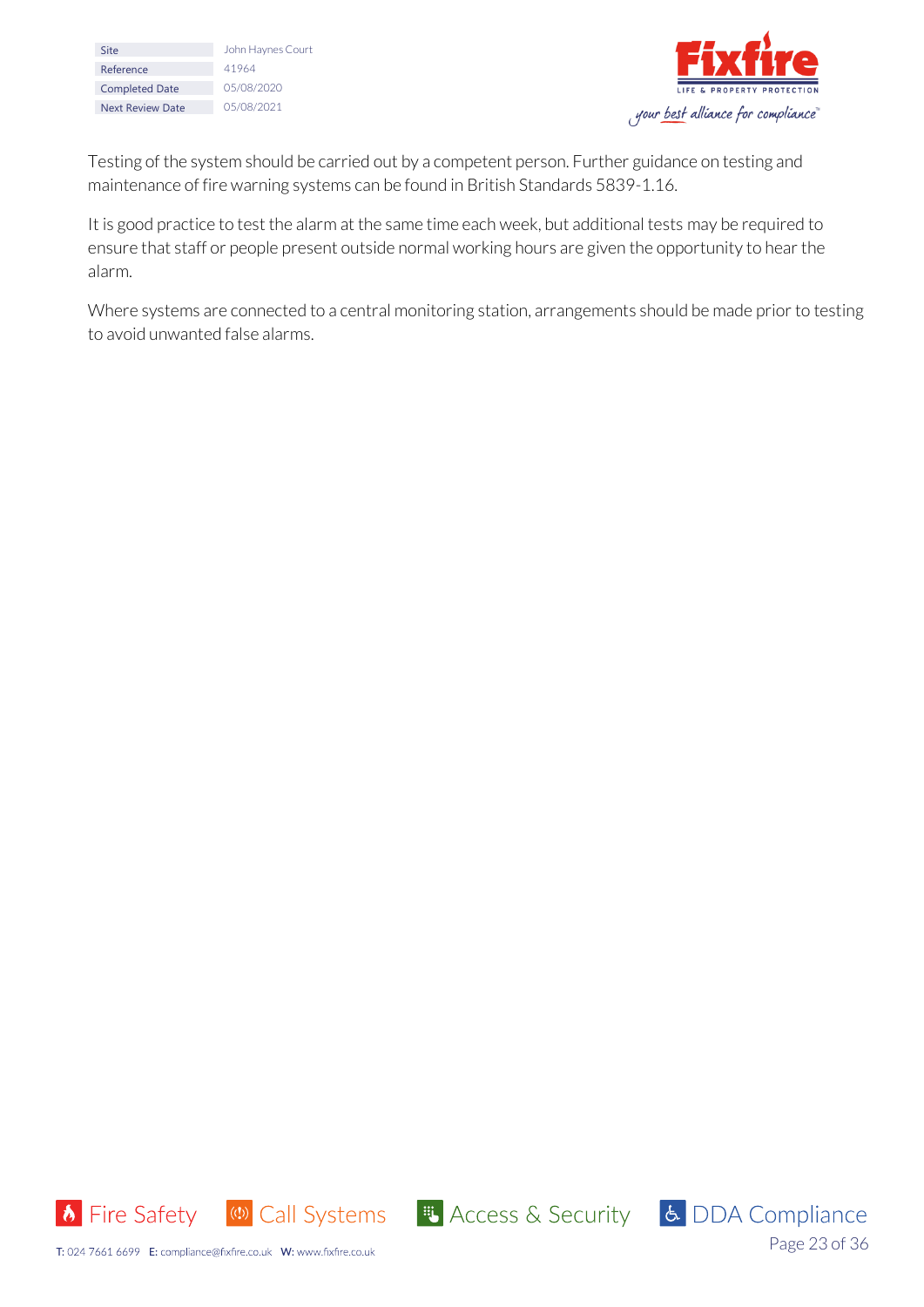Testing of the system should be carried out by a competent person. Further guidance on testing and maintenance of fire warning systems can be found in British Standards 5839-1.16.

It is good practice to test the alarm at the same time each week, but additional tests may be required to ensure that staff or people present outside normal working hours are given the opportunity to hear the alarm.

Where systems are connected to a central monitoring station, arrangements should be made prior to testing to avoid unwanted false alarms.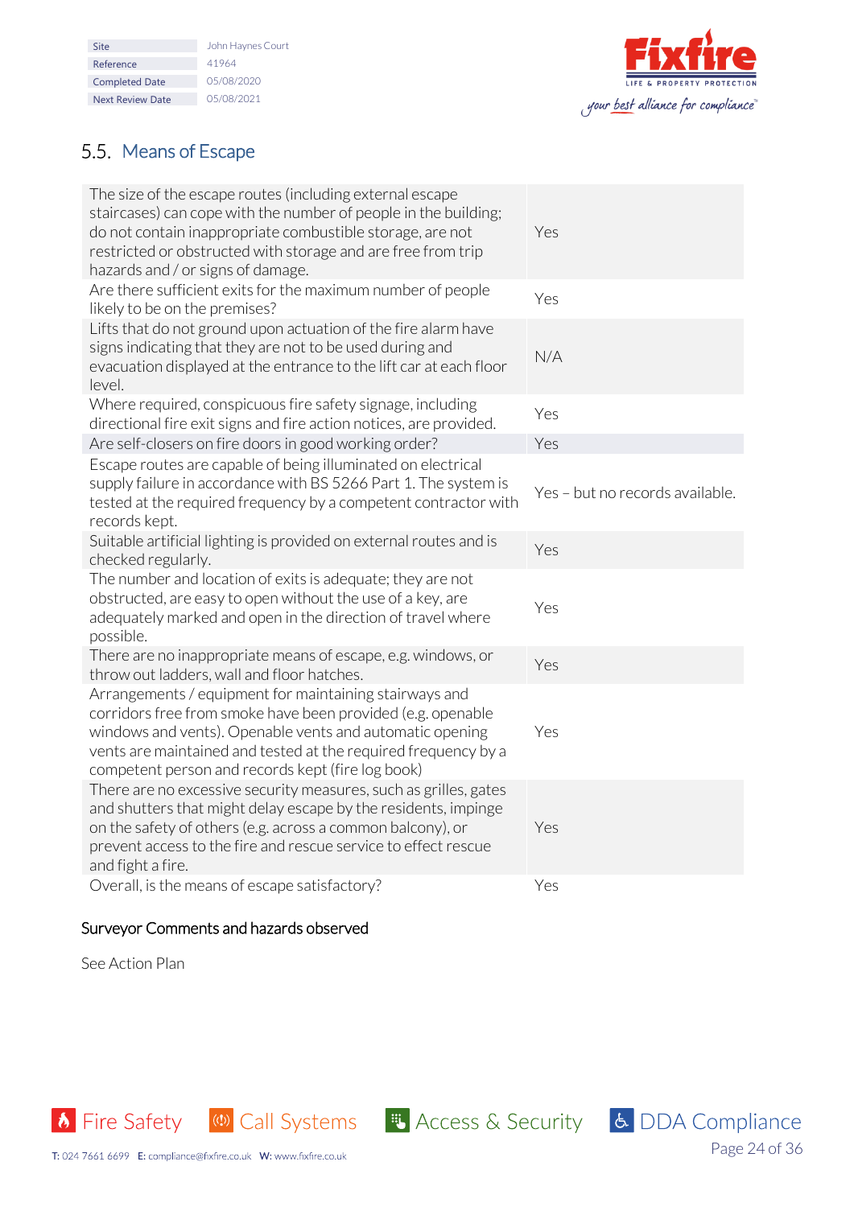## 5.5. Means of Escape

| | |
|---|---|
| The size of the escape routes (including external escape staircases) can cope with the number of people in the building; do not contain inappropriate combustible storage, are not restricted or obstructed with storage and are free from trip hazards and / or signs of damage. | Yes |
| Are there sufficient exits for the maximum number of people likely to be on the premises? | Yes |
| Lifts that do not ground upon actuation of the fire alarm have signs indicating that they are not to be used during and evacuation displayed at the entrance to the lift car at each floor level. | N/A |
| Where required, conspicuous fire safety signage, including directional fire exit signs and fire action notices, are provided. | Yes |
| Are self-closers on fire doors in good working order? | Yes |
| Escape routes are capable of being illuminated on electrical supply failure in accordance with BS 5266 Part 1. The system is tested at the required frequency by a competent contractor with records kept. | Yes – but no records available. |
| Suitable artificial lighting is provided on external routes and is checked regularly. | Yes |
| The number and location of exits is adequate; they are not obstructed, are easy to open without the use of a key, are adequately marked and open in the direction of travel where possible. | Yes |
| There are no inappropriate means of escape, e.g. windows, or throw out ladders, wall and floor hatches. | Yes |
| Arrangements / equipment for maintaining stairways and corridors free from smoke have been provided (e.g. openable windows and vents). Openable vents and automatic opening vents are maintained and tested at the required frequency by a competent person and records kept (fire log book) | Yes |
| There are no excessive security measures, such as grilles, gates and shutters that might delay escape by the residents, impinge on the safety of others (e.g. across a common balcony), or prevent access to the fire and rescue service to effect rescue and fight a fire. | Yes |
| Overall, is the means of escape satisfactory? | Yes |

### Surveyor Comments and hazards observed

See Action Plan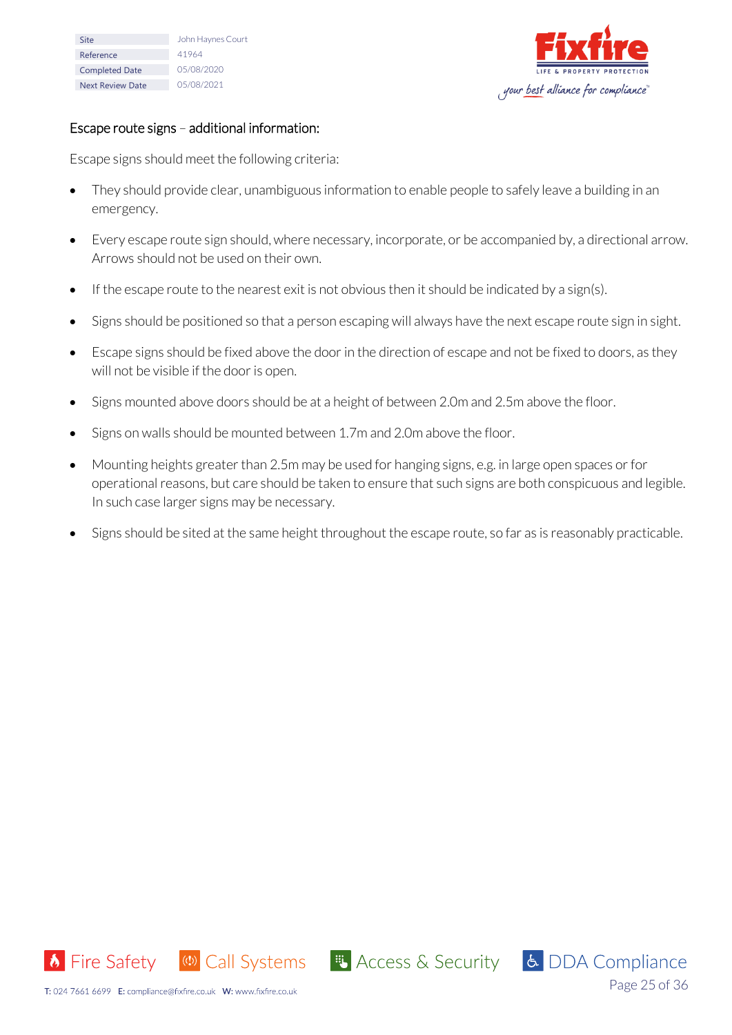## Escape route signs – additional information:

Escape signs should meet the following criteria:

- They should provide clear, unambiguous information to enable people to safely leave a building in an emergency.
- Every escape route sign should, where necessary, incorporate, or be accompanied by, a directional arrow. Arrows should not be used on their own.
- If the escape route to the nearest exit is not obvious then it should be indicated by a sign(s).
- Signs should be positioned so that a person escaping will always have the next escape route sign in sight.
- Escape signs should be fixed above the door in the direction of escape and not be fixed to doors, as they will not be visible if the door is open.
- Signs mounted above doors should be at a height of between 2.0m and 2.5m above the floor.
- Signs on walls should be mounted between 1.7m and 2.0m above the floor.
- Mounting heights greater than 2.5m may be used for hanging signs, e.g. in large open spaces or for operational reasons, but care should be taken to ensure that such signs are both conspicuous and legible. In such case larger signs may be necessary.
- Signs should be sited at the same height throughout the escape route, so far as is reasonably practicable.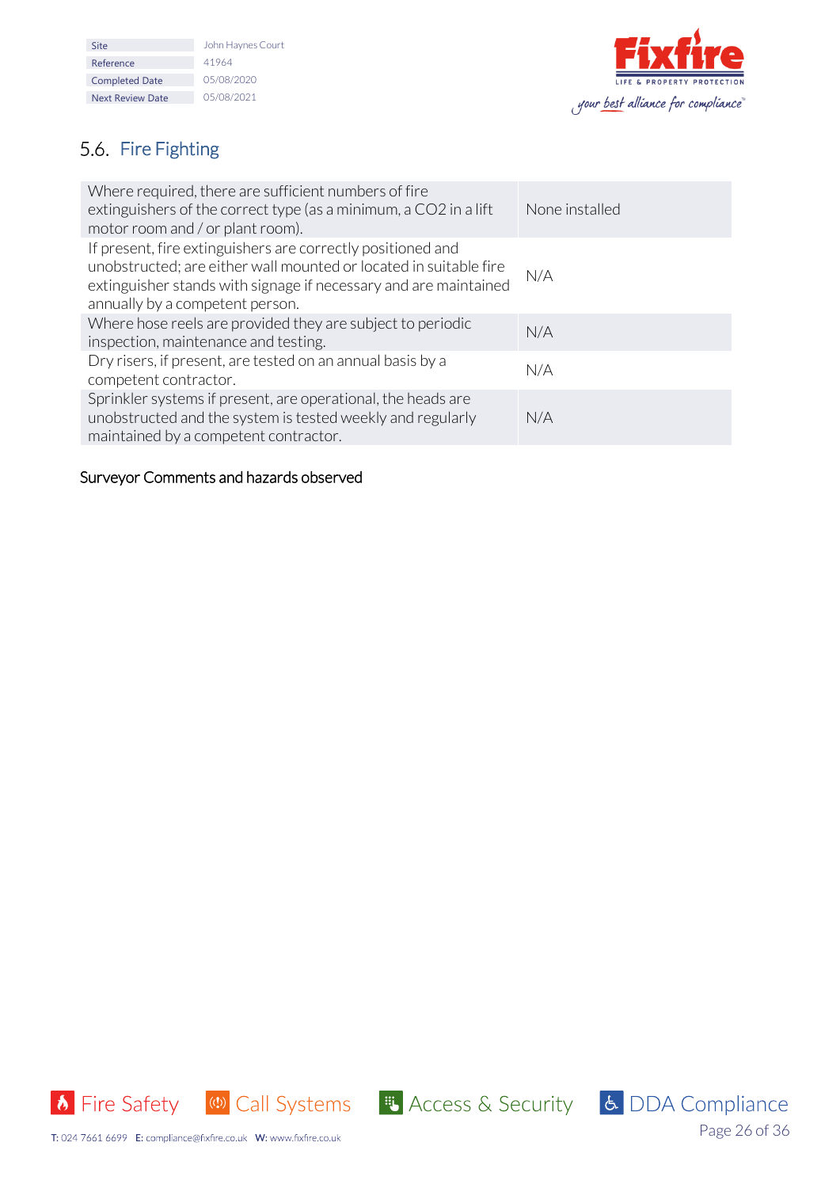## 5.6. Fire Fighting

| | |
|---|---|
| Where required, there are sufficient numbers of fire extinguishers of the correct type (as a minimum, a CO2 in a lift motor room and / or plant room). | None installed |
| If present, fire extinguishers are correctly positioned and unobstructed; are either wall mounted or located in suitable fire extinguisher stands with signage if necessary and are maintained annually by a competent person. | N/A |
| Where hose reels are provided they are subject to periodic inspection, maintenance and testing. | N/A |
| Dry risers, if present, are tested on an annual basis by a competent contractor. | N/A |
| Sprinkler systems if present, are operational, the heads are unobstructed and the system is tested weekly and regularly maintained by a competent contractor. | N/A |

Surveyor Comments and hazards observed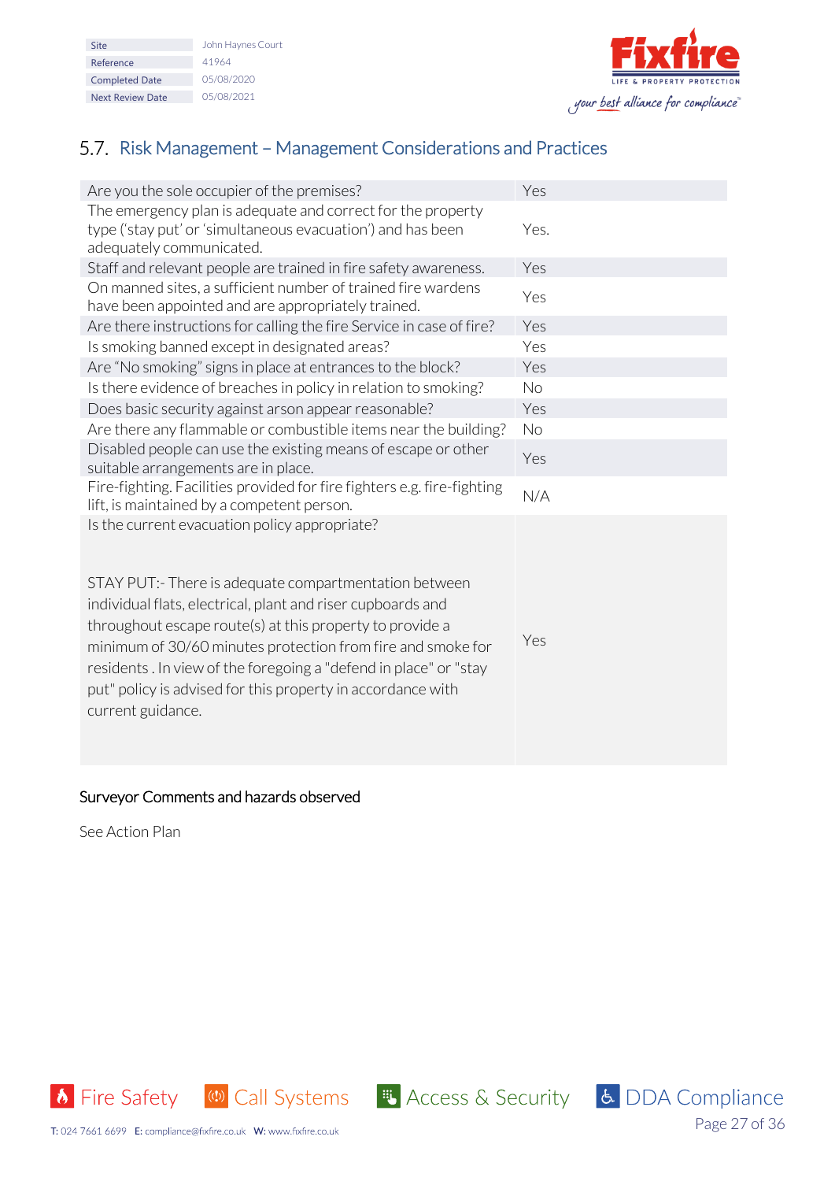## 5.7. Risk Management – Management Considerations and Practices

| | |
|---|---|
| Are you the sole occupier of the premises? | Yes |
| The emergency plan is adequate and correct for the property type ('stay put' or 'simultaneous evacuation') and has been adequately communicated. | Yes. |
| Staff and relevant people are trained in fire safety awareness. | Yes |
| On manned sites, a sufficient number of trained fire wardens have been appointed and are appropriately trained. | Yes |
| Are there instructions for calling the fire Service in case of fire? | Yes |
| Is smoking banned except in designated areas? | Yes |
| Are "No smoking" signs in place at entrances to the block? | Yes |
| Is there evidence of breaches in policy in relation to smoking? | No |
| Does basic security against arson appear reasonable? | Yes |
| Are there any flammable or combustible items near the building? | No |
| Disabled people can use the existing means of escape or other suitable arrangements are in place. | Yes |
| Fire-fighting. Facilities provided for fire fighters e.g. fire-fighting lift, is maintained by a competent person. | N/A |
| Is the current evacuation policy appropriate?<br><br>STAY PUT:- There is adequate compartmentation between individual flats, electrical, plant and riser cupboards and throughout escape route(s) at this property to provide a minimum of 30/60 minutes protection from fire and smoke for residents . In view of the foregoing a "defend in place" or "stay put" policy is advised for this property in accordance with current guidance. | Yes |

### Surveyor Comments and hazards observed

See Action Plan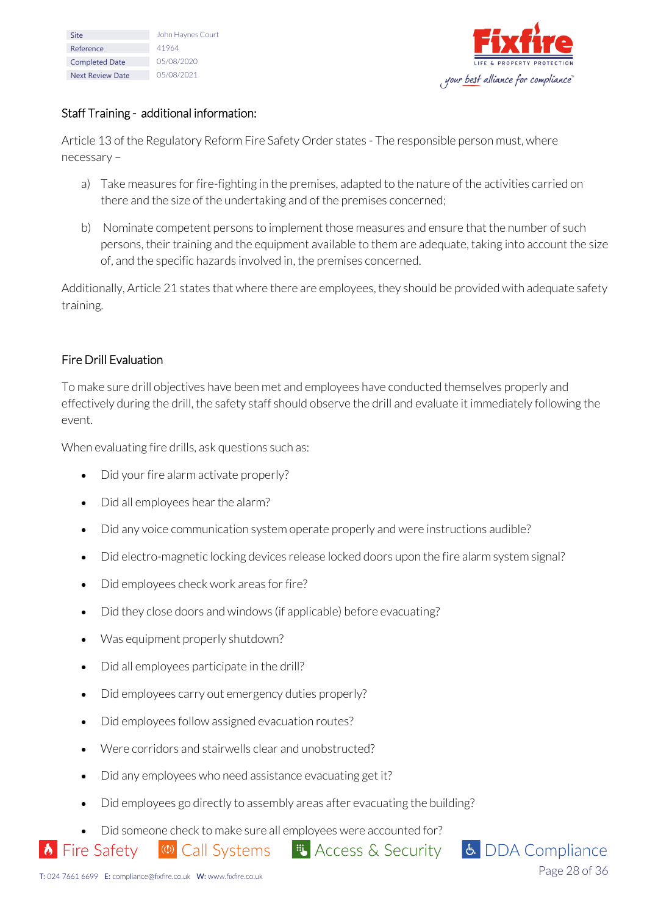## Staff Training - additional information:

Article 13 of the Regulatory Reform Fire Safety Order states - The responsible person must, where necessary –

a) Take measures for fire-fighting in the premises, adapted to the nature of the activities carried on there and the size of the undertaking and of the premises concerned;

b) Nominate competent persons to implement those measures and ensure that the number of such persons, their training and the equipment available to them are adequate, taking into account the size of, and the specific hazards involved in, the premises concerned.

Additionally, Article 21 states that where there are employees, they should be provided with adequate safety training.

## Fire Drill Evaluation

To make sure drill objectives have been met and employees have conducted themselves properly and effectively during the drill, the safety staff should observe the drill and evaluate it immediately following the event.

When evaluating fire drills, ask questions such as:

- Did your fire alarm activate properly?
- Did all employees hear the alarm?
- Did any voice communication system operate properly and were instructions audible?
- Did electro-magnetic locking devices release locked doors upon the fire alarm system signal?
- Did employees check work areas for fire?
- Did they close doors and windows (if applicable) before evacuating?
- Was equipment properly shutdown?
- Did all employees participate in the drill?
- Did employees carry out emergency duties properly?
- Did employees follow assigned evacuation routes?
- Were corridors and stairwells clear and unobstructed?
- Did any employees who need assistance evacuating get it?
- Did employees go directly to assembly areas after evacuating the building?
- Did someone check to make sure all employees were accounted for?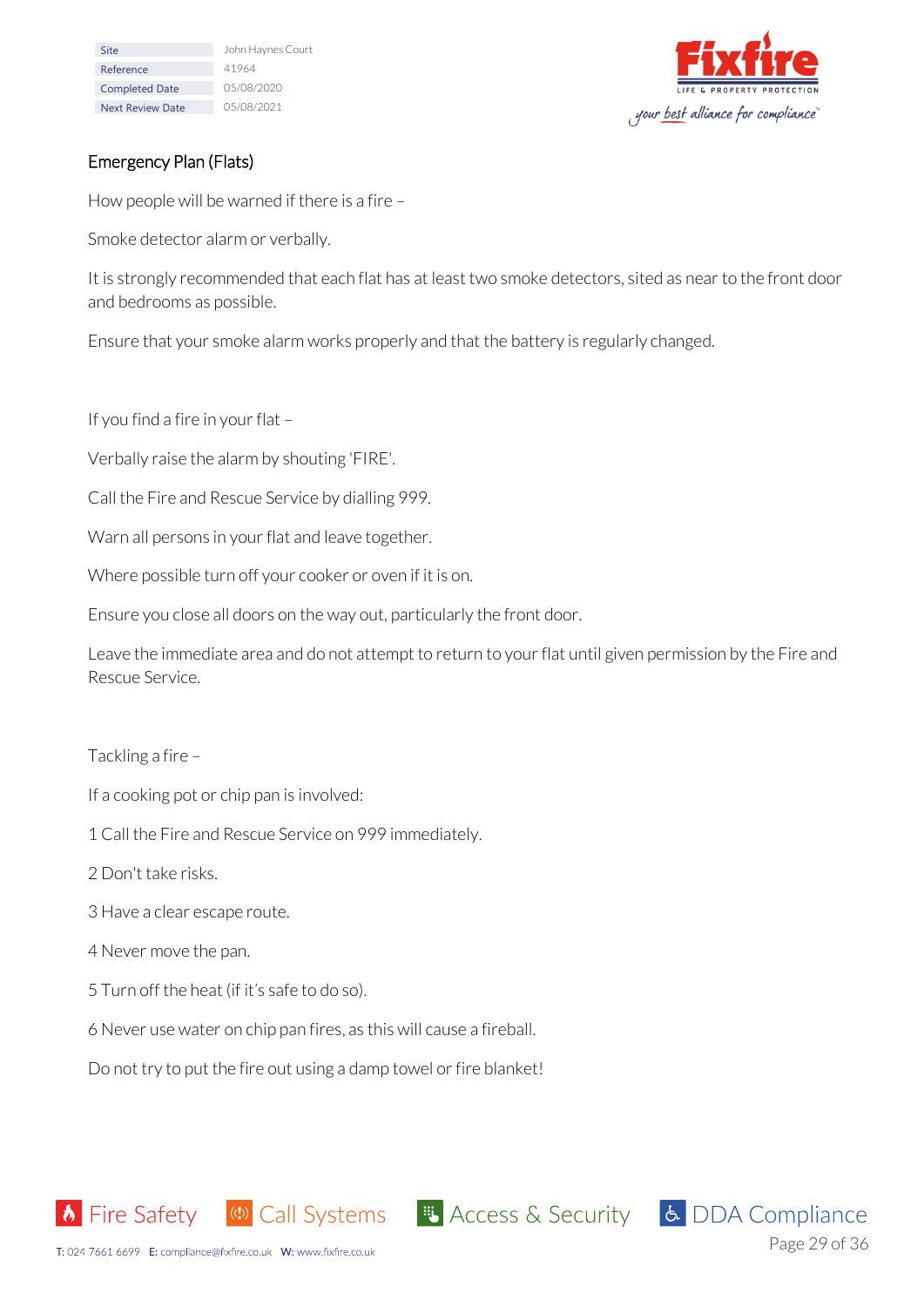| Site | John Haynes Court |
| --- | --- |
| Reference | 41964 |
| Completed Date | 05/08/2020 |
| Next Review Date | 05/08/2021 |

## Emergency Plan (Flats)

How people will be warned if there is a fire –

Smoke detector alarm or verbally.

It is strongly recommended that each flat has at least two smoke detectors, sited as near to the front door and bedrooms as possible.

Ensure that your smoke alarm works properly and that the battery is regularly changed.

If you find a fire in your flat –

Verbally raise the alarm by shouting 'FIRE'.

Call the Fire and Rescue Service by dialling 999.

Warn all persons in your flat and leave together.

Where possible turn off your cooker or oven if it is on.

Ensure you close all doors on the way out, particularly the front door.

Leave the immediate area and do not attempt to return to your flat until given permission by the Fire and Rescue Service.

Tackling a fire –

If a cooking pot or chip pan is involved:

1 Call the Fire and Rescue Service on 999 immediately.

2 Don't take risks.

3 Have a clear escape route.

4 Never move the pan.

5 Turn off the heat (if it's safe to do so).

6 Never use water on chip pan fires, as this will cause a fireball.

Do not try to put the fire out using a damp towel or fire blanket!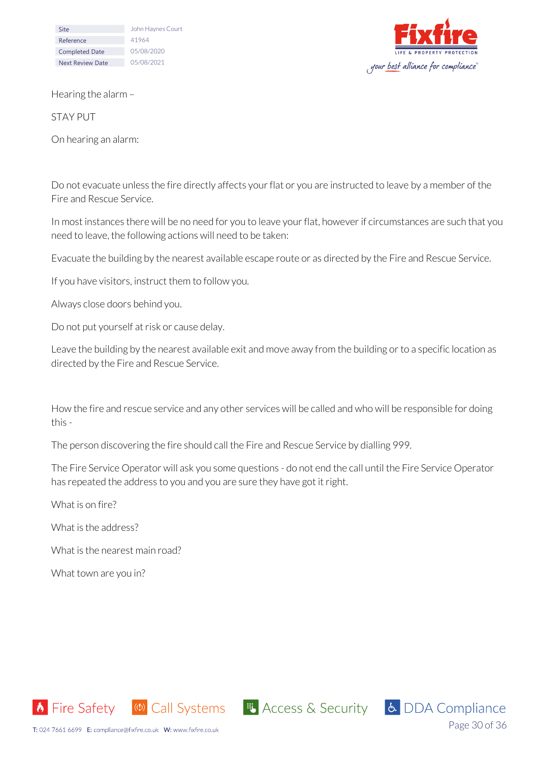Hearing the alarm –

STAY PUT

On hearing an alarm:

Do not evacuate unless the fire directly affects your flat or you are instructed to leave by a member of the Fire and Rescue Service.

In most instances there will be no need for you to leave your flat, however if circumstances are such that you need to leave, the following actions will need to be taken:

Evacuate the building by the nearest available escape route or as directed by the Fire and Rescue Service.

If you have visitors, instruct them to follow you.

Always close doors behind you.

Do not put yourself at risk or cause delay.

Leave the building by the nearest available exit and move away from the building or to a specific location as directed by the Fire and Rescue Service.

How the fire and rescue service and any other services will be called and who will be responsible for doing this -

The person discovering the fire should call the Fire and Rescue Service by dialling 999.

The Fire Service Operator will ask you some questions - do not end the call until the Fire Service Operator has repeated the address to you and you are sure they have got it right.

What is on fire?

What is the address?

What is the nearest main road?

What town are you in?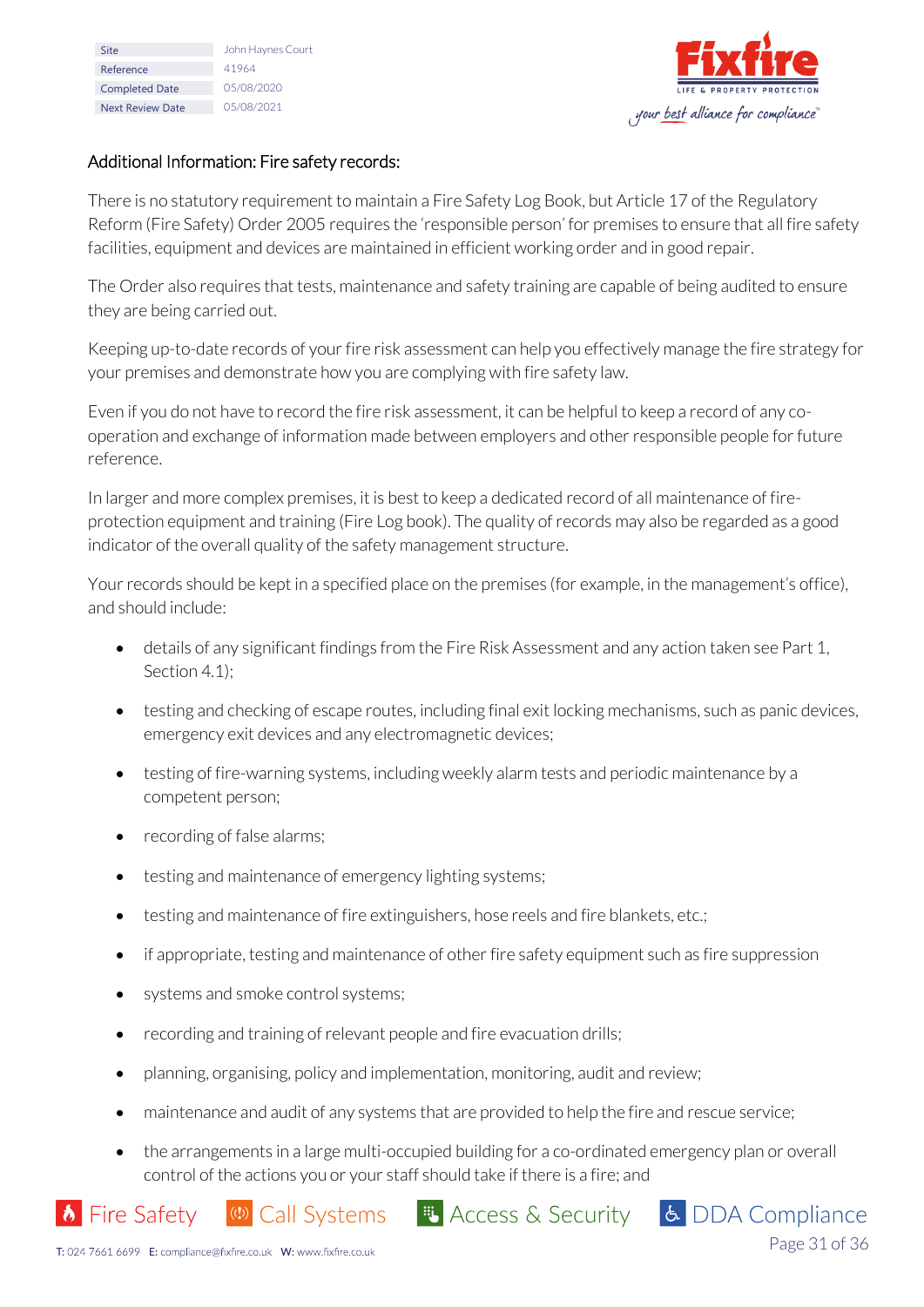### Additional Information: Fire safety records:

There is no statutory requirement to maintain a Fire Safety Log Book, but Article 17 of the Regulatory Reform (Fire Safety) Order 2005 requires the 'responsible person' for premises to ensure that all fire safety facilities, equipment and devices are maintained in efficient working order and in good repair.

The Order also requires that tests, maintenance and safety training are capable of being audited to ensure they are being carried out.

Keeping up-to-date records of your fire risk assessment can help you effectively manage the fire strategy for your premises and demonstrate how you are complying with fire safety law.

Even if you do not have to record the fire risk assessment, it can be helpful to keep a record of any co-operation and exchange of information made between employers and other responsible people for future reference.

In larger and more complex premises, it is best to keep a dedicated record of all maintenance of fire-protection equipment and training (Fire Log book). The quality of records may also be regarded as a good indicator of the overall quality of the safety management structure.

Your records should be kept in a specified place on the premises (for example, in the management's office), and should include:

- details of any significant findings from the Fire Risk Assessment and any action taken see Part 1, Section 4.1);
- testing and checking of escape routes, including final exit locking mechanisms, such as panic devices, emergency exit devices and any electromagnetic devices;
- testing of fire-warning systems, including weekly alarm tests and periodic maintenance by a competent person;
- recording of false alarms;
- testing and maintenance of emergency lighting systems;
- testing and maintenance of fire extinguishers, hose reels and fire blankets, etc.;
- if appropriate, testing and maintenance of other fire safety equipment such as fire suppression
- systems and smoke control systems;
- recording and training of relevant people and fire evacuation drills;
- planning, organising, policy and implementation, monitoring, audit and review;
- maintenance and audit of any systems that are provided to help the fire and rescue service;
- the arrangements in a large multi-occupied building for a co-ordinated emergency plan or overall control of the actions you or your staff should take if there is a fire; and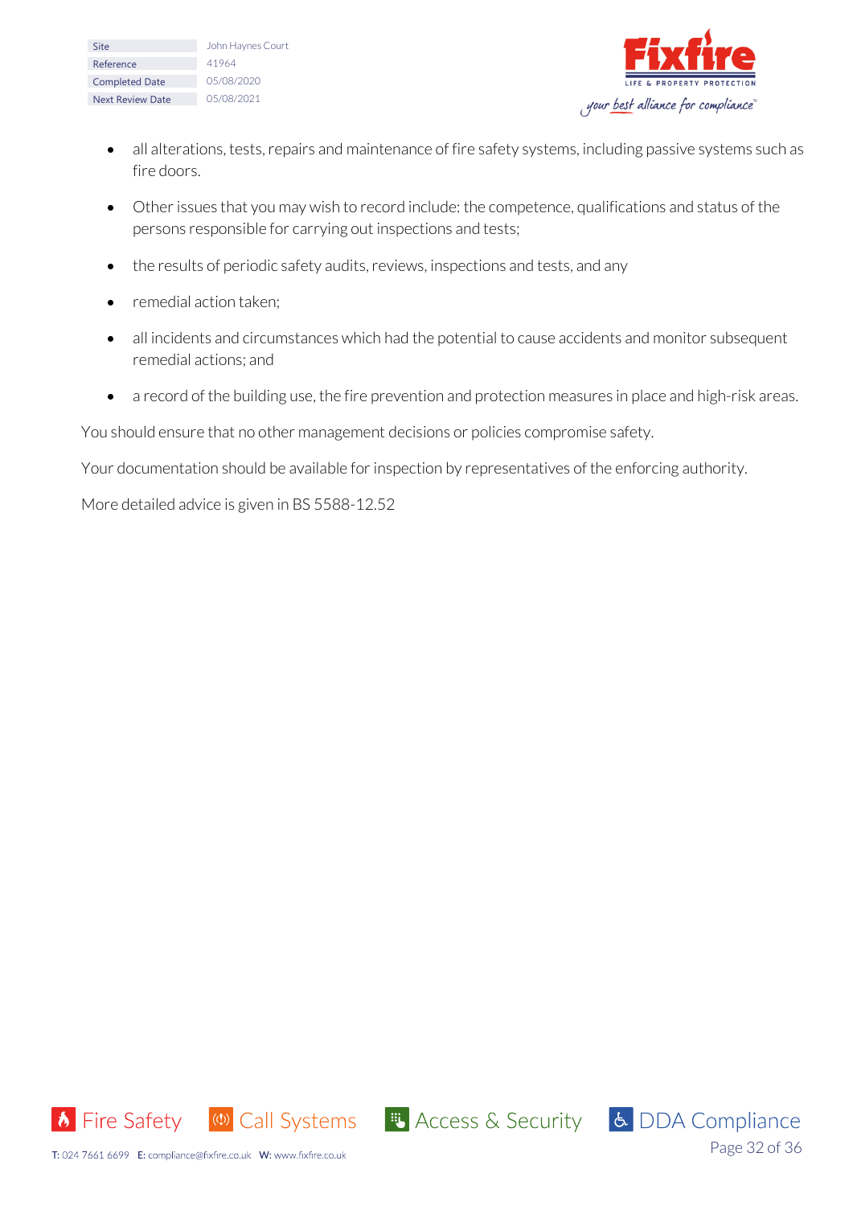- all alterations, tests, repairs and maintenance of fire safety systems, including passive systems such as fire doors.
- Other issues that you may wish to record include: the competence, qualifications and status of the persons responsible for carrying out inspections and tests;
- the results of periodic safety audits, reviews, inspections and tests, and any
- remedial action taken;
- all incidents and circumstances which had the potential to cause accidents and monitor subsequent remedial actions; and
- a record of the building use, the fire prevention and protection measures in place and high-risk areas.

You should ensure that no other management decisions or policies compromise safety.

Your documentation should be available for inspection by representatives of the enforcing authority.

More detailed advice is given in BS 5588-12.52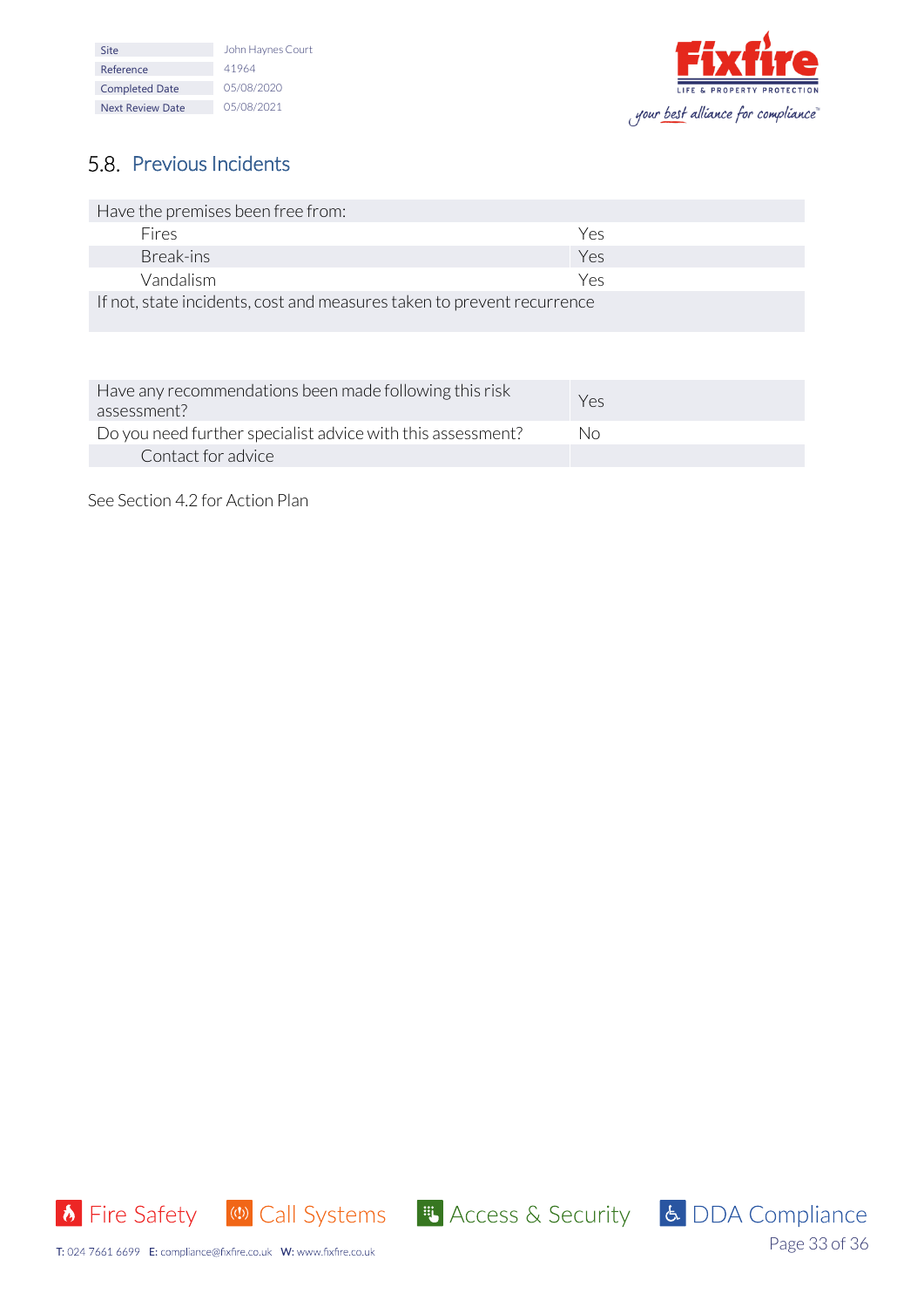## 5.8. Previous Incidents

| Have the premises been free from: | |
|---|---|
| Fires | Yes |
| Break-ins | Yes |
| Vandalism | Yes |
| If not, state incidents, cost and measures taken to prevent recurrence | |

| Have any recommendations been made following this risk assessment? | Yes |
|---|---|
| Do you need further specialist advice with this assessment? | No |
| Contact for advice | |

See Section 4.2 for Action Plan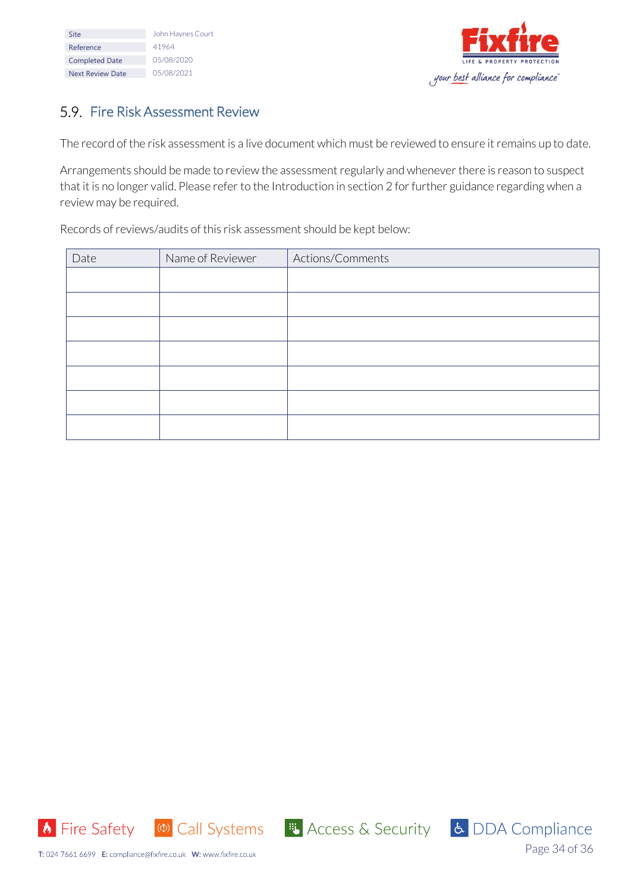## 5.9. Fire Risk Assessment Review

The record of the risk assessment is a live document which must be reviewed to ensure it remains up to date.

Arrangements should be made to review the assessment regularly and whenever there is reason to suspect that it is no longer valid. Please refer to the Introduction in section 2 for further guidance regarding when a review may be required.

Records of reviews/audits of this risk assessment should be kept below:

| Date | Name of Reviewer | Actions/Comments |
|---|---|---|
| | | |
| | | |
| | | |
| | | |
| | | |
| | | |
| | | |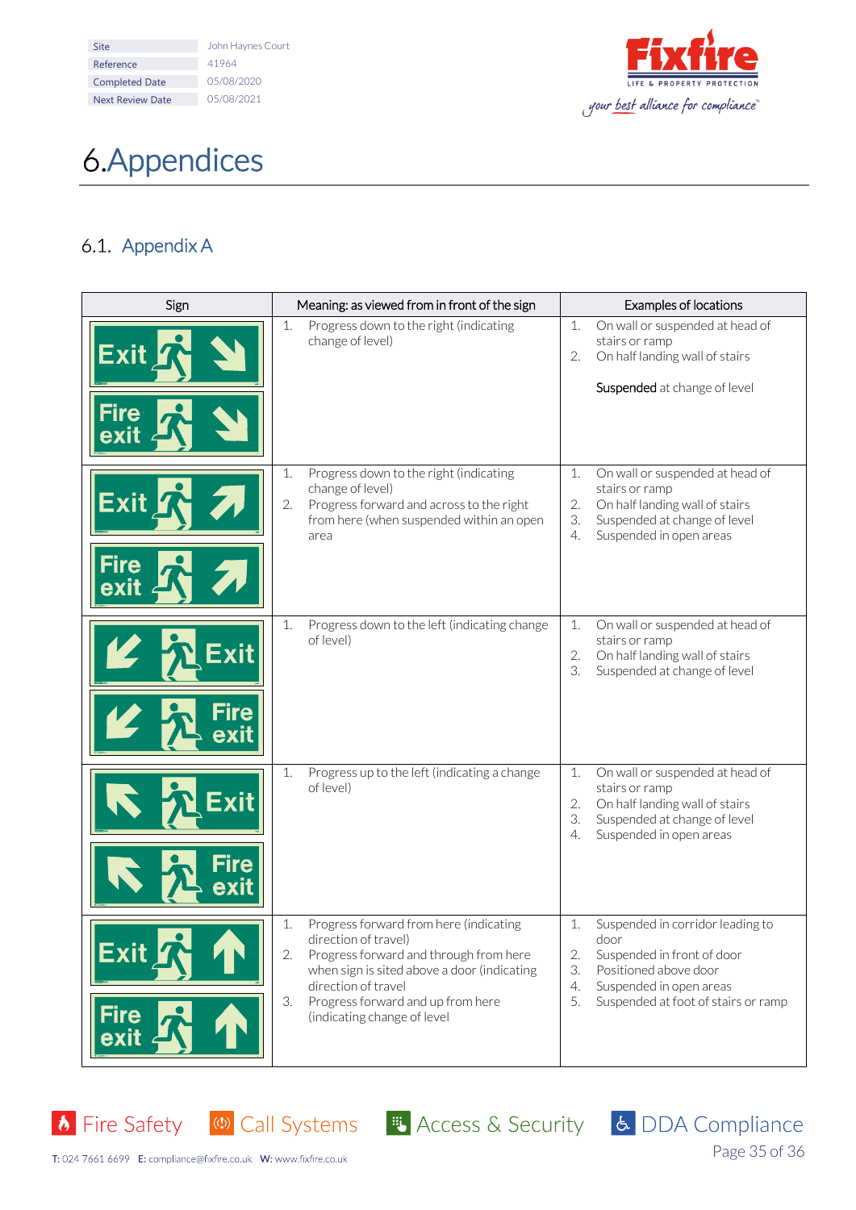| Site | John Haynes Court |
|---|---|
| Reference | 41964 |
| Completed Date | 05/08/2020 |
| Next Review Date | 05/08/2021 |

# 6. Appendices

## 6.1. Appendix A

| Sign | Meaning: as viewed from in front of the sign | Examples of locations |
|---|---|---|
| Exit / Fire exit (arrow down right) | 1. Progress down to the right (indicating change of level) | 1. On wall or suspended at head of stairs or ramp<br>2. On half landing wall of stairs<br><br>**Suspended** at change of level |
| Exit / Fire exit (arrow up right) | 1. Progress down to the right (indicating change of level)<br>2. Progress forward and across to the right from here (when suspended within an open area | 1. On wall or suspended at head of stairs or ramp<br>2. On half landing wall of stairs<br>3. Suspended at change of level<br>4. Suspended in open areas |
| Exit / Fire exit (arrow down left) | 1. Progress down to the left (indicating change of level) | 1. On wall or suspended at head of stairs or ramp<br>2. On half landing wall of stairs<br>3. Suspended at change of level |
| Exit / Fire exit (arrow up left) | 1. Progress up to the left (indicating a change of level) | 1. On wall or suspended at head of stairs or ramp<br>2. On half landing wall of stairs<br>3. Suspended at change of level<br>4. Suspended in open areas |
| Exit / Fire exit (arrow up) | 1. Progress forward from here (indicating direction of travel)<br>2. Progress forward and through from here when sign is sited above a door (indicating direction of travel<br>3. Progress forward and up from here (indicating change of level | 1. Suspended in corridor leading to door<br>2. Suspended in front of door<br>3. Positioned above door<br>4. Suspended in open areas<br>5. Suspended at foot of stairs or ramp |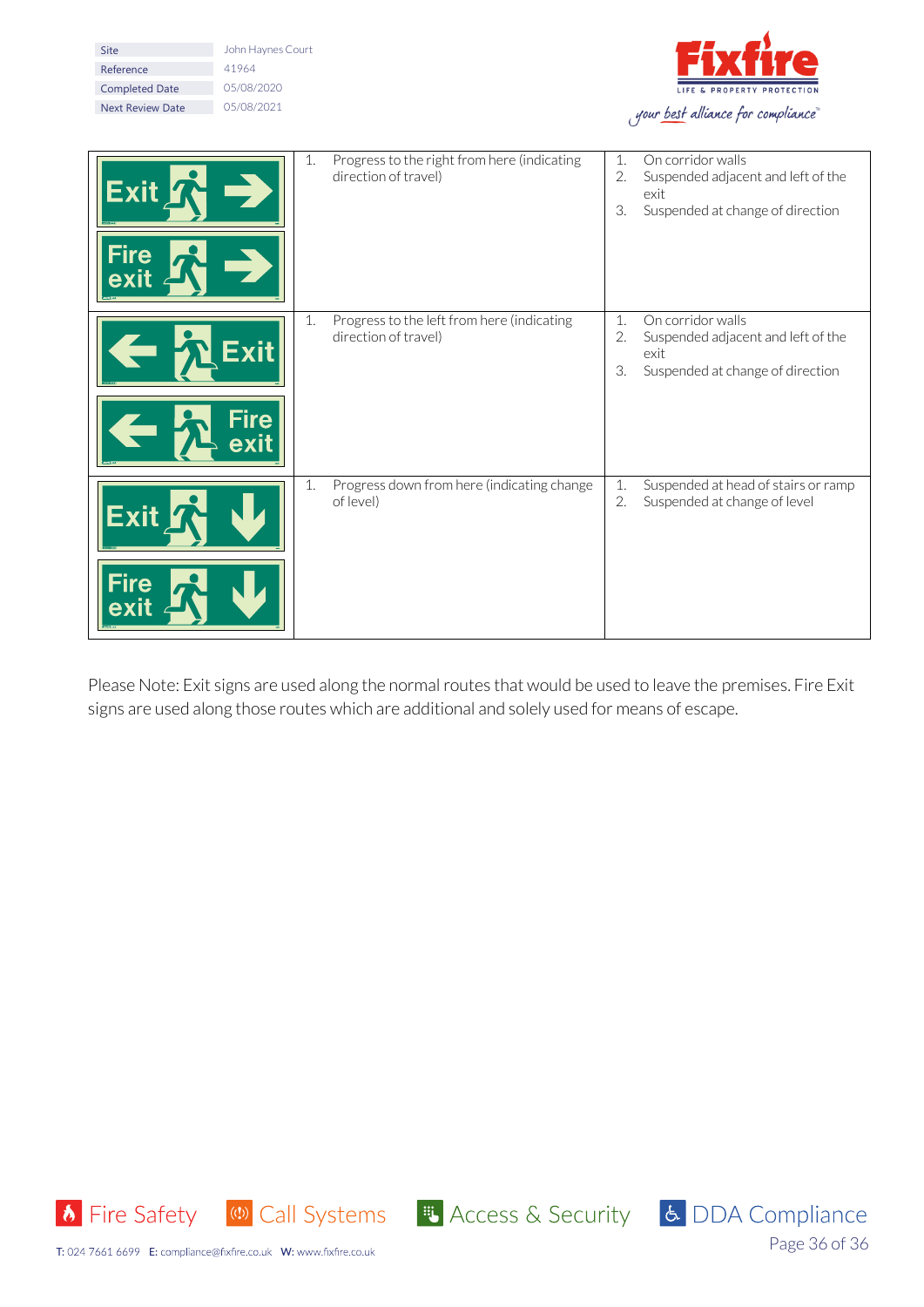| | | |
|---|---|---|
| Exit → / Fire exit → | 1. Progress to the right from here (indicating direction of travel) | 1. On corridor walls<br>2. Suspended adjacent and left of the exit<br>3. Suspended at change of direction |
| ← Exit / ← Fire exit | 1. Progress to the left from here (indicating direction of travel) | 1. On corridor walls<br>2. Suspended adjacent and left of the exit<br>3. Suspended at change of direction |
| Exit ↓ / Fire exit ↓ | 1. Progress down from here (indicating change of level) | 1. Suspended at head of stairs or ramp<br>2. Suspended at change of level |

Please Note: Exit signs are used along the normal routes that would be used to leave the premises. Fire Exit signs are used along those routes which are additional and solely used for means of escape.